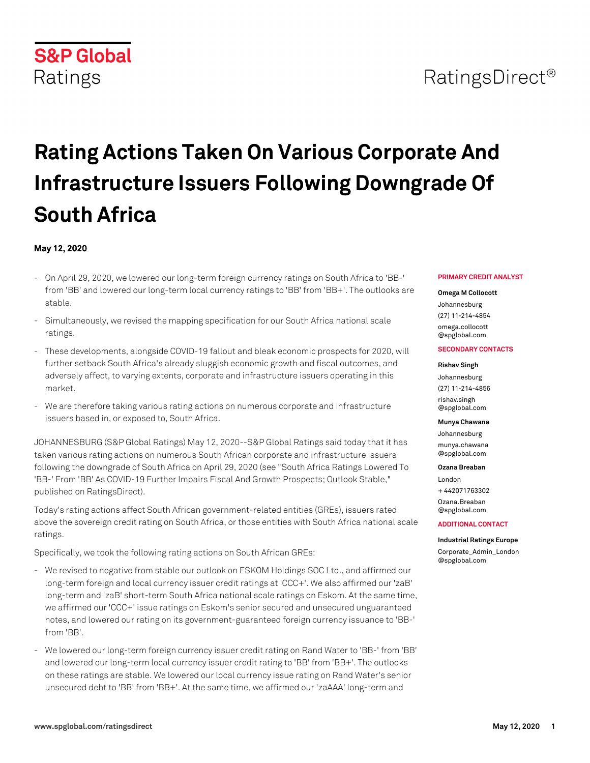S&P Global Ratings

RatingsDirect®

# Rating Actions Taken On Various Corporate And Infrastructure Issuers Following Downgrade Of South Africa

**May 12, 2020**

- On April 29, 2020, we lowered our long-term foreign currency ratings on South Africa to 'BB-' from 'BB' and lowered our long-term local currency ratings to 'BB' from 'BB+'. The outlooks are stable.
- Simultaneously, we revised the mapping specification for our South Africa national scale ratings.
- These developments, alongside COVID-19 fallout and bleak economic prospects for 2020, will further setback South Africa's already sluggish economic growth and fiscal outcomes, and adversely affect, to varying extents, corporate and infrastructure issuers operating in this market.
- We are therefore taking various rating actions on numerous corporate and infrastructure issuers based in, or exposed to, South Africa.

JOHANNESBURG (S&P Global Ratings) May 12, 2020--S&P Global Ratings said today that it has taken various rating actions on numerous South African corporate and infrastructure issuers following the downgrade of South Africa on April 29, 2020 (see "South Africa Ratings Lowered To 'BB-' From 'BB' As COVID-19 Further Impairs Fiscal And Growth Prospects; Outlook Stable," published on RatingsDirect).

Today's rating actions affect South African government-related entities (GREs), issuers rated above the sovereign credit rating on South Africa, or those entities with South Africa national scale ratings.

Specifically, we took the following rating actions on South African GREs:

- We revised to negative from stable our outlook on ESKOM Holdings SOC Ltd., and affirmed our long-term foreign and local currency issuer credit ratings at 'CCC+'. We also affirmed our 'zaB' long-term and 'zaB' short-term South Africa national scale ratings on Eskom. At the same time, we affirmed our 'CCC+' issue ratings on Eskom's senior secured and unsecured unguaranteed notes, and lowered our rating on its government-guaranteed foreign currency issuance to 'BB-' from 'BB'.
- We lowered our long-term foreign currency issuer credit rating on Rand Water to 'BB-' from 'BB' and lowered our long-term local currency issuer credit rating to 'BB' from 'BB+'. The outlooks on these ratings are stable. We lowered our local currency issue rating on Rand Water's senior unsecured debt to 'BB' from 'BB+'. At the same time, we affirmed our 'zaAAA' long-term and

**PRIMARY CREDIT ANALYST**

**Omega M Collocott**
Johannesburg
(27) 11-214-4854
omega.collocott@spglobal.com

**SECONDARY CONTACTS**

**Rishav Singh**
Johannesburg
(27) 11-214-4856
rishav.singh@spglobal.com

**Munya Chawana**
Johannesburg
munya.chawana@spglobal.com

**Ozana Breaban**
London
+ 442071763302
Ozana.Breaban@spglobal.com

**ADDITIONAL CONTACT**

**Industrial Ratings Europe**
Corporate_Admin_London@spglobal.com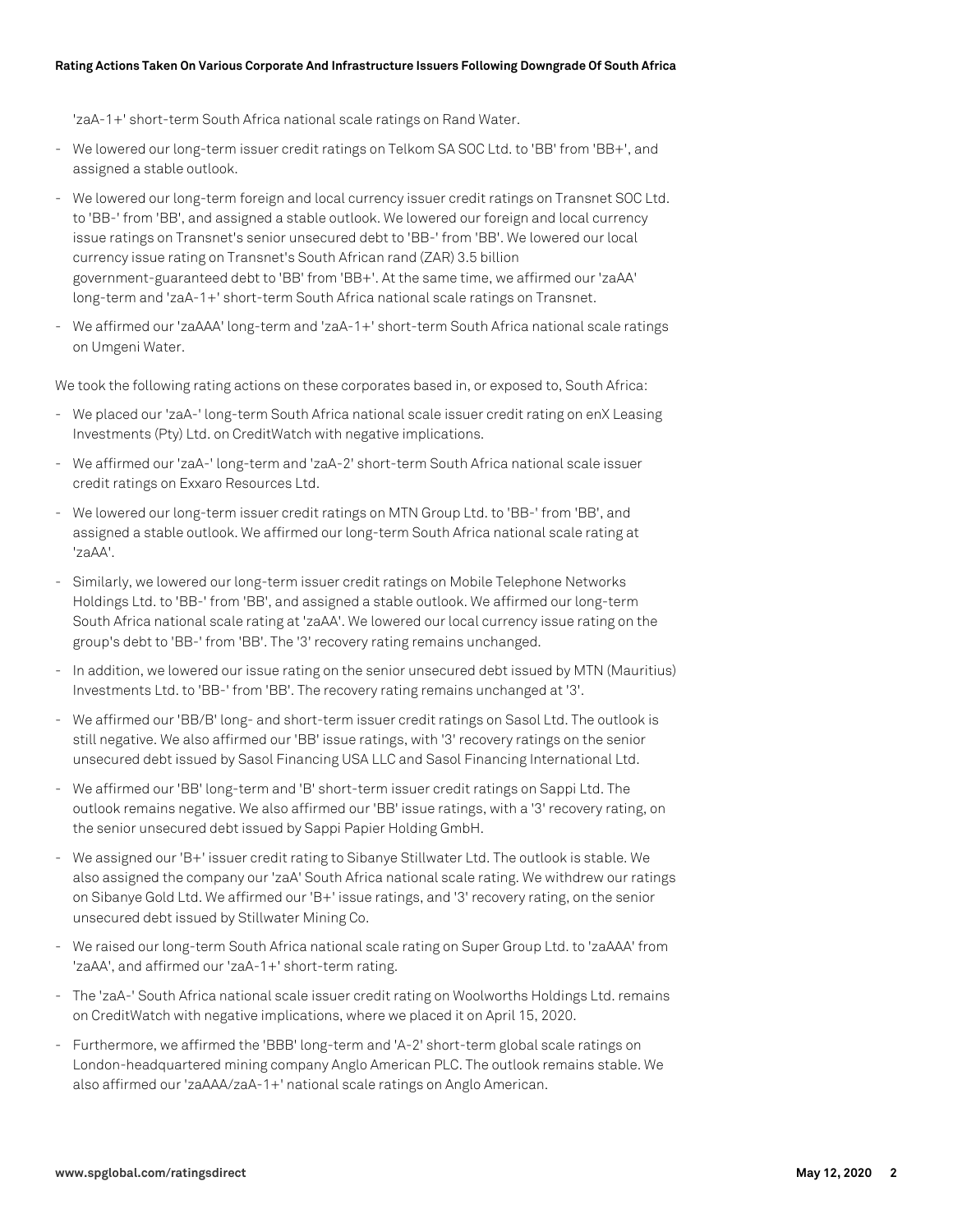'zaA-1+' short-term South Africa national scale ratings on Rand Water.

- We lowered our long-term issuer credit ratings on Telkom SA SOC Ltd. to 'BB' from 'BB+', and assigned a stable outlook.
- We lowered our long-term foreign and local currency issuer credit ratings on Transnet SOC Ltd. to 'BB-' from 'BB', and assigned a stable outlook. We lowered our foreign and local currency issue ratings on Transnet's senior unsecured debt to 'BB-' from 'BB'. We lowered our local currency issue rating on Transnet's South African rand (ZAR) 3.5 billion government-guaranteed debt to 'BB' from 'BB+'. At the same time, we affirmed our 'zaAA' long-term and 'zaA-1+' short-term South Africa national scale ratings on Transnet.
- We affirmed our 'zaAAA' long-term and 'zaA-1+' short-term South Africa national scale ratings on Umgeni Water.

We took the following rating actions on these corporates based in, or exposed to, South Africa:

- We placed our 'zaA-' long-term South Africa national scale issuer credit rating on enX Leasing Investments (Pty) Ltd. on CreditWatch with negative implications.
- We affirmed our 'zaA-' long-term and 'zaA-2' short-term South Africa national scale issuer credit ratings on Exxaro Resources Ltd.
- We lowered our long-term issuer credit ratings on MTN Group Ltd. to 'BB-' from 'BB', and assigned a stable outlook. We affirmed our long-term South Africa national scale rating at 'zaAA'.
- Similarly, we lowered our long-term issuer credit ratings on Mobile Telephone Networks Holdings Ltd. to 'BB-' from 'BB', and assigned a stable outlook. We affirmed our long-term South Africa national scale rating at 'zaAA'. We lowered our local currency issue rating on the group's debt to 'BB-' from 'BB'. The '3' recovery rating remains unchanged.
- In addition, we lowered our issue rating on the senior unsecured debt issued by MTN (Mauritius) Investments Ltd. to 'BB-' from 'BB'. The recovery rating remains unchanged at '3'.
- We affirmed our 'BB/B' long- and short-term issuer credit ratings on Sasol Ltd. The outlook is still negative. We also affirmed our 'BB' issue ratings, with '3' recovery ratings on the senior unsecured debt issued by Sasol Financing USA LLC and Sasol Financing International Ltd.
- We affirmed our 'BB' long-term and 'B' short-term issuer credit ratings on Sappi Ltd. The outlook remains negative. We also affirmed our 'BB' issue ratings, with a '3' recovery rating, on the senior unsecured debt issued by Sappi Papier Holding GmbH.
- We assigned our 'B+' issuer credit rating to Sibanye Stillwater Ltd. The outlook is stable. We also assigned the company our 'zaA' South Africa national scale rating. We withdrew our ratings on Sibanye Gold Ltd. We affirmed our 'B+' issue ratings, and '3' recovery rating, on the senior unsecured debt issued by Stillwater Mining Co.
- We raised our long-term South Africa national scale rating on Super Group Ltd. to 'zaAAA' from 'zaAA', and affirmed our 'zaA-1+' short-term rating.
- The 'zaA-' South Africa national scale issuer credit rating on Woolworths Holdings Ltd. remains on CreditWatch with negative implications, where we placed it on April 15, 2020.
- Furthermore, we affirmed the 'BBB' long-term and 'A-2' short-term global scale ratings on London-headquartered mining company Anglo American PLC. The outlook remains stable. We also affirmed our 'zaAAA/zaA-1+' national scale ratings on Anglo American.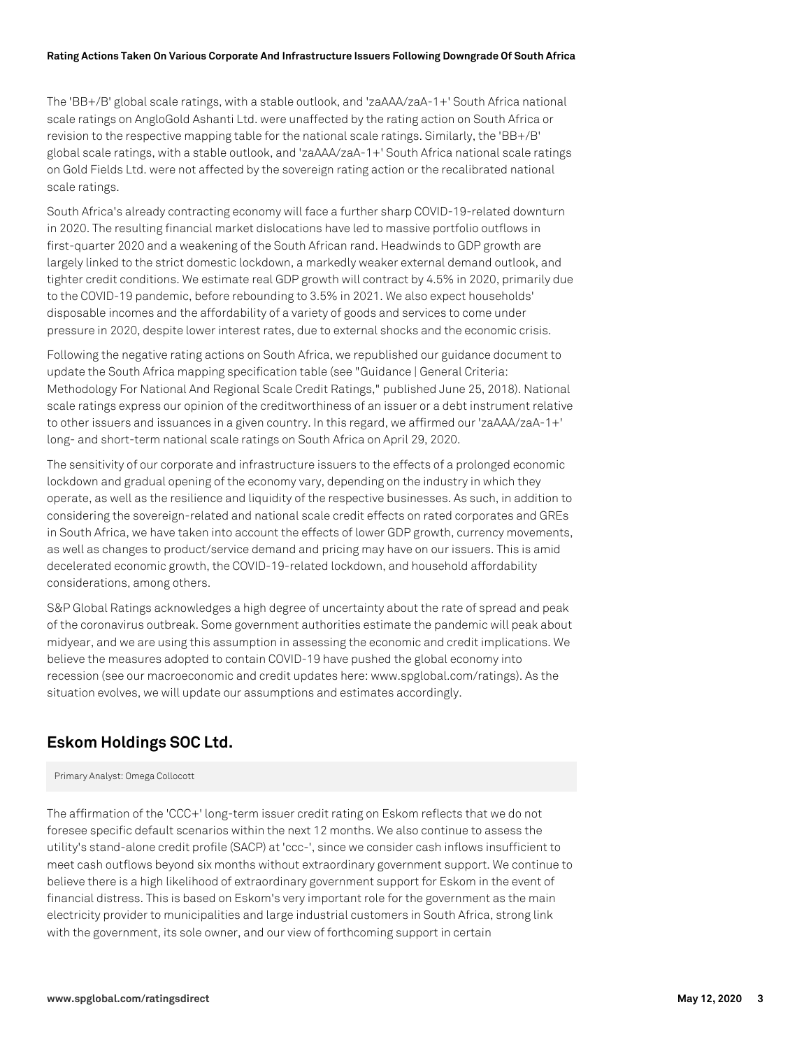The 'BB+/B' global scale ratings, with a stable outlook, and 'zaAAA/zaA-1+' South Africa national scale ratings on AngloGold Ashanti Ltd. were unaffected by the rating action on South Africa or revision to the respective mapping table for the national scale ratings. Similarly, the 'BB+/B' global scale ratings, with a stable outlook, and 'zaAAA/zaA-1+' South Africa national scale ratings on Gold Fields Ltd. were not affected by the sovereign rating action or the recalibrated national scale ratings.

South Africa's already contracting economy will face a further sharp COVID-19-related downturn in 2020. The resulting financial market dislocations have led to massive portfolio outflows in first-quarter 2020 and a weakening of the South African rand. Headwinds to GDP growth are largely linked to the strict domestic lockdown, a markedly weaker external demand outlook, and tighter credit conditions. We estimate real GDP growth will contract by 4.5% in 2020, primarily due to the COVID-19 pandemic, before rebounding to 3.5% in 2021. We also expect households' disposable incomes and the affordability of a variety of goods and services to come under pressure in 2020, despite lower interest rates, due to external shocks and the economic crisis.

Following the negative rating actions on South Africa, we republished our guidance document to update the South Africa mapping specification table (see "Guidance | General Criteria: Methodology For National And Regional Scale Credit Ratings," published June 25, 2018). National scale ratings express our opinion of the creditworthiness of an issuer or a debt instrument relative to other issuers and issuances in a given country. In this regard, we affirmed our 'zaAAA/zaA-1+' long- and short-term national scale ratings on South Africa on April 29, 2020.

The sensitivity of our corporate and infrastructure issuers to the effects of a prolonged economic lockdown and gradual opening of the economy vary, depending on the industry in which they operate, as well as the resilience and liquidity of the respective businesses. As such, in addition to considering the sovereign-related and national scale credit effects on rated corporates and GREs in South Africa, we have taken into account the effects of lower GDP growth, currency movements, as well as changes to product/service demand and pricing may have on our issuers. This is amid decelerated economic growth, the COVID-19-related lockdown, and household affordability considerations, among others.

S&P Global Ratings acknowledges a high degree of uncertainty about the rate of spread and peak of the coronavirus outbreak. Some government authorities estimate the pandemic will peak about midyear, and we are using this assumption in assessing the economic and credit implications. We believe the measures adopted to contain COVID-19 have pushed the global economy into recession (see our macroeconomic and credit updates here: www.spglobal.com/ratings). As the situation evolves, we will update our assumptions and estimates accordingly.

## Eskom Holdings SOC Ltd.

Primary Analyst: Omega Collocott

The affirmation of the 'CCC+' long-term issuer credit rating on Eskom reflects that we do not foresee specific default scenarios within the next 12 months. We also continue to assess the utility's stand-alone credit profile (SACP) at 'ccc-', since we consider cash inflows insufficient to meet cash outflows beyond six months without extraordinary government support. We continue to believe there is a high likelihood of extraordinary government support for Eskom in the event of financial distress. This is based on Eskom's very important role for the government as the main electricity provider to municipalities and large industrial customers in South Africa, strong link with the government, its sole owner, and our view of forthcoming support in certain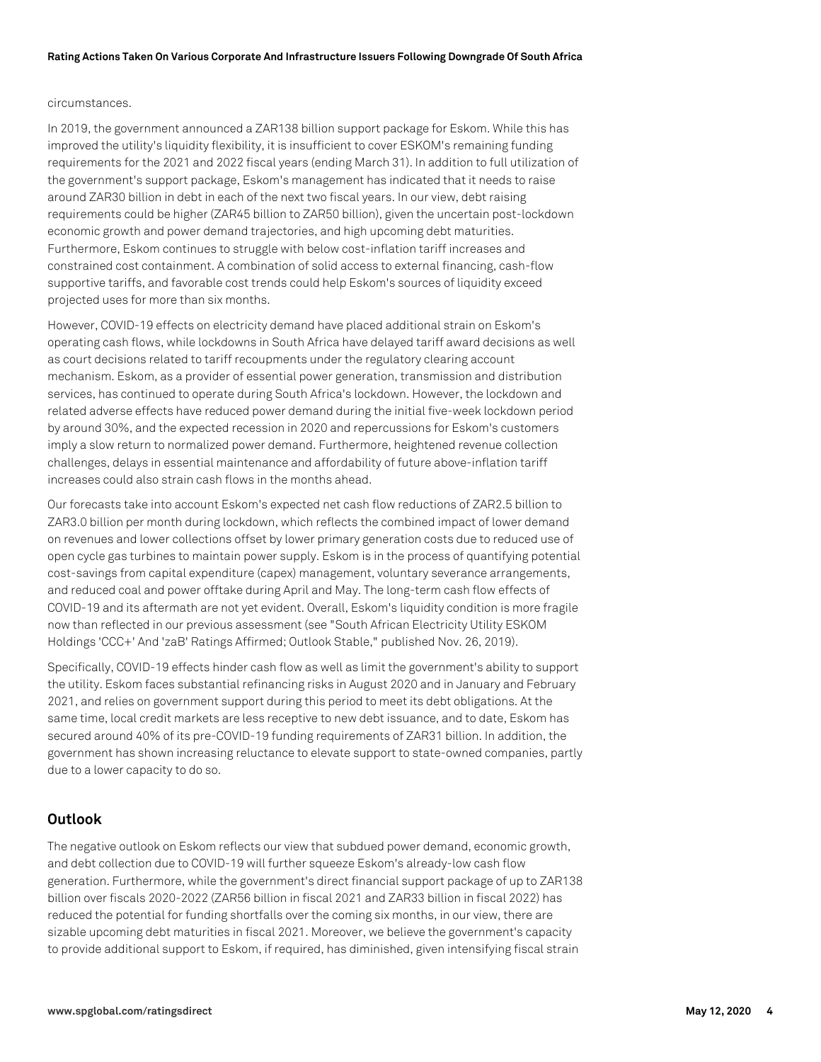circumstances.

In 2019, the government announced a ZAR138 billion support package for Eskom. While this has improved the utility's liquidity flexibility, it is insufficient to cover ESKOM's remaining funding requirements for the 2021 and 2022 fiscal years (ending March 31). In addition to full utilization of the government's support package, Eskom's management has indicated that it needs to raise around ZAR30 billion in debt in each of the next two fiscal years. In our view, debt raising requirements could be higher (ZAR45 billion to ZAR50 billion), given the uncertain post-lockdown economic growth and power demand trajectories, and high upcoming debt maturities. Furthermore, Eskom continues to struggle with below cost-inflation tariff increases and constrained cost containment. A combination of solid access to external financing, cash-flow supportive tariffs, and favorable cost trends could help Eskom's sources of liquidity exceed projected uses for more than six months.

However, COVID-19 effects on electricity demand have placed additional strain on Eskom's operating cash flows, while lockdowns in South Africa have delayed tariff award decisions as well as court decisions related to tariff recoupments under the regulatory clearing account mechanism. Eskom, as a provider of essential power generation, transmission and distribution services, has continued to operate during South Africa's lockdown. However, the lockdown and related adverse effects have reduced power demand during the initial five-week lockdown period by around 30%, and the expected recession in 2020 and repercussions for Eskom's customers imply a slow return to normalized power demand. Furthermore, heightened revenue collection challenges, delays in essential maintenance and affordability of future above-inflation tariff increases could also strain cash flows in the months ahead.

Our forecasts take into account Eskom's expected net cash flow reductions of ZAR2.5 billion to ZAR3.0 billion per month during lockdown, which reflects the combined impact of lower demand on revenues and lower collections offset by lower primary generation costs due to reduced use of open cycle gas turbines to maintain power supply. Eskom is in the process of quantifying potential cost-savings from capital expenditure (capex) management, voluntary severance arrangements, and reduced coal and power offtake during April and May. The long-term cash flow effects of COVID-19 and its aftermath are not yet evident. Overall, Eskom's liquidity condition is more fragile now than reflected in our previous assessment (see "South African Electricity Utility ESKOM Holdings 'CCC+' And 'zaB' Ratings Affirmed; Outlook Stable," published Nov. 26, 2019).

Specifically, COVID-19 effects hinder cash flow as well as limit the government's ability to support the utility. Eskom faces substantial refinancing risks in August 2020 and in January and February 2021, and relies on government support during this period to meet its debt obligations. At the same time, local credit markets are less receptive to new debt issuance, and to date, Eskom has secured around 40% of its pre-COVID-19 funding requirements of ZAR31 billion. In addition, the government has shown increasing reluctance to elevate support to state-owned companies, partly due to a lower capacity to do so.

## Outlook

The negative outlook on Eskom reflects our view that subdued power demand, economic growth, and debt collection due to COVID-19 will further squeeze Eskom's already-low cash flow generation. Furthermore, while the government's direct financial support package of up to ZAR138 billion over fiscals 2020-2022 (ZAR56 billion in fiscal 2021 and ZAR33 billion in fiscal 2022) has reduced the potential for funding shortfalls over the coming six months, in our view, there are sizable upcoming debt maturities in fiscal 2021. Moreover, we believe the government's capacity to provide additional support to Eskom, if required, has diminished, given intensifying fiscal strain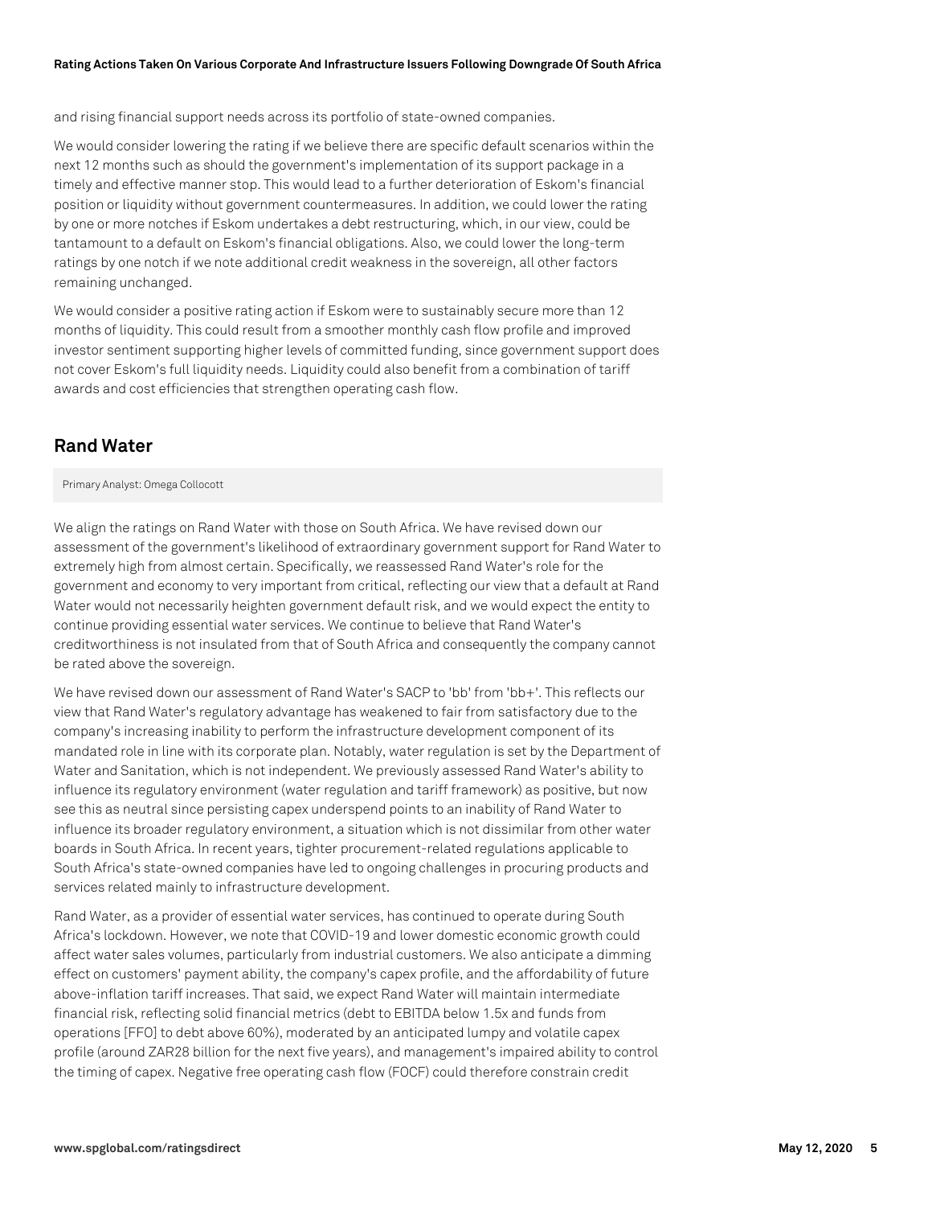and rising financial support needs across its portfolio of state-owned companies.

We would consider lowering the rating if we believe there are specific default scenarios within the next 12 months such as should the government's implementation of its support package in a timely and effective manner stop. This would lead to a further deterioration of Eskom's financial position or liquidity without government countermeasures. In addition, we could lower the rating by one or more notches if Eskom undertakes a debt restructuring, which, in our view, could be tantamount to a default on Eskom's financial obligations. Also, we could lower the long-term ratings by one notch if we note additional credit weakness in the sovereign, all other factors remaining unchanged.

We would consider a positive rating action if Eskom were to sustainably secure more than 12 months of liquidity. This could result from a smoother monthly cash flow profile and improved investor sentiment supporting higher levels of committed funding, since government support does not cover Eskom's full liquidity needs. Liquidity could also benefit from a combination of tariff awards and cost efficiencies that strengthen operating cash flow.

## Rand Water

Primary Analyst: Omega Collocott

We align the ratings on Rand Water with those on South Africa. We have revised down our assessment of the government's likelihood of extraordinary government support for Rand Water to extremely high from almost certain. Specifically, we reassessed Rand Water's role for the government and economy to very important from critical, reflecting our view that a default at Rand Water would not necessarily heighten government default risk, and we would expect the entity to continue providing essential water services. We continue to believe that Rand Water's creditworthiness is not insulated from that of South Africa and consequently the company cannot be rated above the sovereign.

We have revised down our assessment of Rand Water's SACP to 'bb' from 'bb+'. This reflects our view that Rand Water's regulatory advantage has weakened to fair from satisfactory due to the company's increasing inability to perform the infrastructure development component of its mandated role in line with its corporate plan. Notably, water regulation is set by the Department of Water and Sanitation, which is not independent. We previously assessed Rand Water's ability to influence its regulatory environment (water regulation and tariff framework) as positive, but now see this as neutral since persisting capex underspend points to an inability of Rand Water to influence its broader regulatory environment, a situation which is not dissimilar from other water boards in South Africa. In recent years, tighter procurement-related regulations applicable to South Africa's state-owned companies have led to ongoing challenges in procuring products and services related mainly to infrastructure development.

Rand Water, as a provider of essential water services, has continued to operate during South Africa's lockdown. However, we note that COVID-19 and lower domestic economic growth could affect water sales volumes, particularly from industrial customers. We also anticipate a dimming effect on customers' payment ability, the company's capex profile, and the affordability of future above-inflation tariff increases. That said, we expect Rand Water will maintain intermediate financial risk, reflecting solid financial metrics (debt to EBITDA below 1.5x and funds from operations [FFO] to debt above 60%), moderated by an anticipated lumpy and volatile capex profile (around ZAR28 billion for the next five years), and management's impaired ability to control the timing of capex. Negative free operating cash flow (FOCF) could therefore constrain credit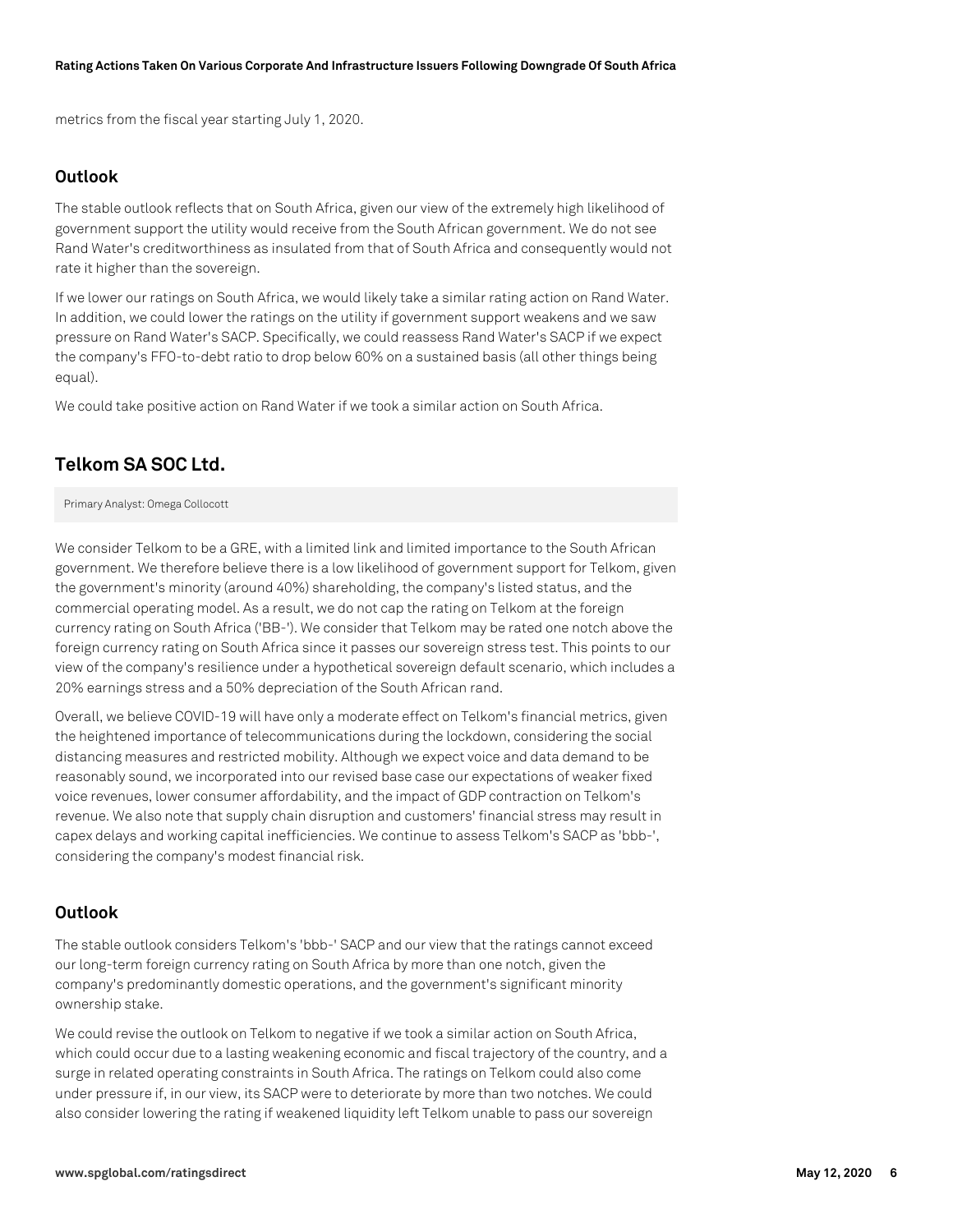metrics from the fiscal year starting July 1, 2020.

### Outlook

The stable outlook reflects that on South Africa, given our view of the extremely high likelihood of government support the utility would receive from the South African government. We do not see Rand Water's creditworthiness as insulated from that of South Africa and consequently would not rate it higher than the sovereign.

If we lower our ratings on South Africa, we would likely take a similar rating action on Rand Water. In addition, we could lower the ratings on the utility if government support weakens and we saw pressure on Rand Water's SACP. Specifically, we could reassess Rand Water's SACP if we expect the company's FFO-to-debt ratio to drop below 60% on a sustained basis (all other things being equal).

We could take positive action on Rand Water if we took a similar action on South Africa.

## Telkom SA SOC Ltd.

Primary Analyst: Omega Collocott

We consider Telkom to be a GRE, with a limited link and limited importance to the South African government. We therefore believe there is a low likelihood of government support for Telkom, given the government's minority (around 40%) shareholding, the company's listed status, and the commercial operating model. As a result, we do not cap the rating on Telkom at the foreign currency rating on South Africa ('BB-'). We consider that Telkom may be rated one notch above the foreign currency rating on South Africa since it passes our sovereign stress test. This points to our view of the company's resilience under a hypothetical sovereign default scenario, which includes a 20% earnings stress and a 50% depreciation of the South African rand.

Overall, we believe COVID-19 will have only a moderate effect on Telkom's financial metrics, given the heightened importance of telecommunications during the lockdown, considering the social distancing measures and restricted mobility. Although we expect voice and data demand to be reasonably sound, we incorporated into our revised base case our expectations of weaker fixed voice revenues, lower consumer affordability, and the impact of GDP contraction on Telkom's revenue. We also note that supply chain disruption and customers' financial stress may result in capex delays and working capital inefficiencies. We continue to assess Telkom's SACP as 'bbb-', considering the company's modest financial risk.

### Outlook

The stable outlook considers Telkom's 'bbb-' SACP and our view that the ratings cannot exceed our long-term foreign currency rating on South Africa by more than one notch, given the company's predominantly domestic operations, and the government's significant minority ownership stake.

We could revise the outlook on Telkom to negative if we took a similar action on South Africa, which could occur due to a lasting weakening economic and fiscal trajectory of the country, and a surge in related operating constraints in South Africa. The ratings on Telkom could also come under pressure if, in our view, its SACP were to deteriorate by more than two notches. We could also consider lowering the rating if weakened liquidity left Telkom unable to pass our sovereign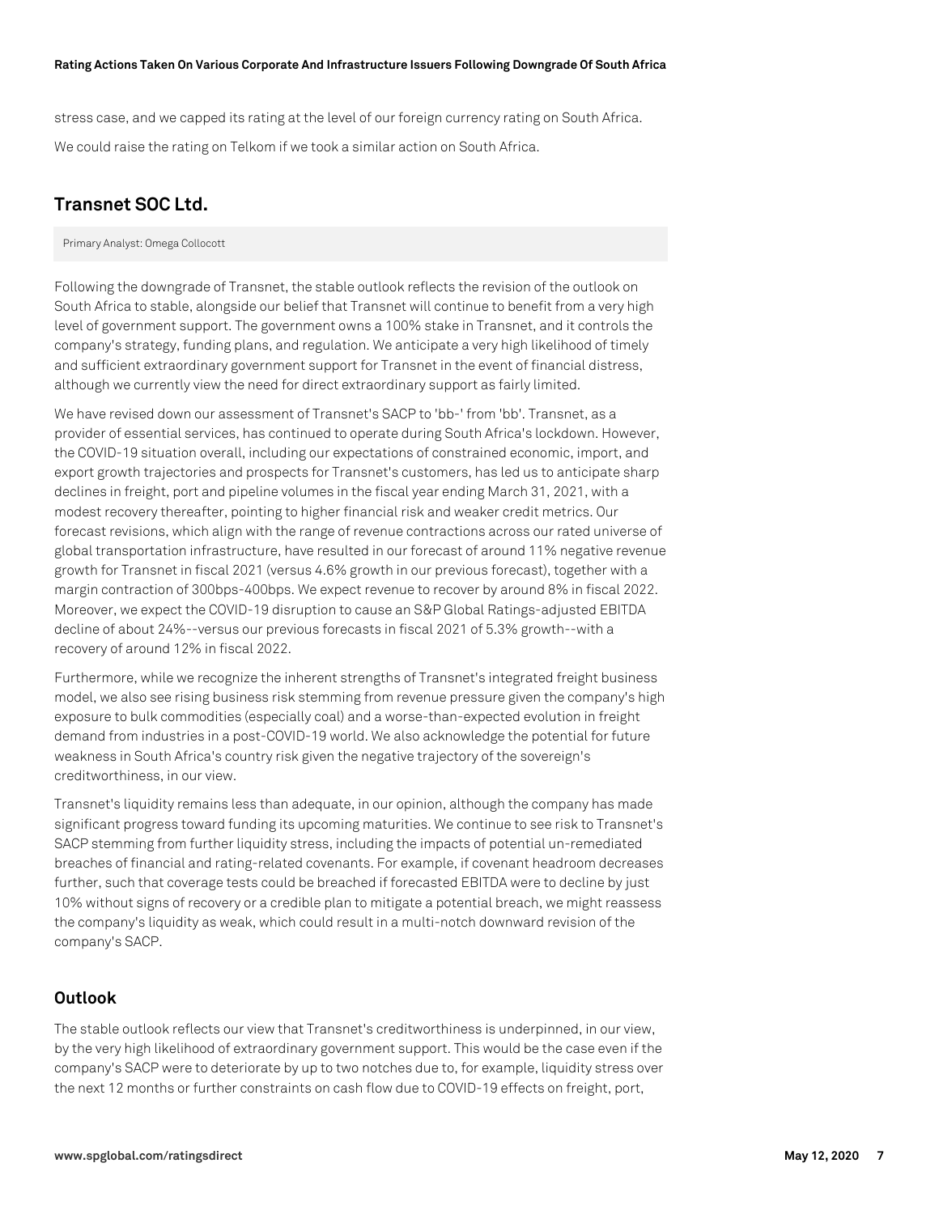stress case, and we capped its rating at the level of our foreign currency rating on South Africa.

We could raise the rating on Telkom if we took a similar action on South Africa.

## Transnet SOC Ltd.

Primary Analyst: Omega Collocott

Following the downgrade of Transnet, the stable outlook reflects the revision of the outlook on South Africa to stable, alongside our belief that Transnet will continue to benefit from a very high level of government support. The government owns a 100% stake in Transnet, and it controls the company's strategy, funding plans, and regulation. We anticipate a very high likelihood of timely and sufficient extraordinary government support for Transnet in the event of financial distress, although we currently view the need for direct extraordinary support as fairly limited.

We have revised down our assessment of Transnet's SACP to 'bb-' from 'bb'. Transnet, as a provider of essential services, has continued to operate during South Africa's lockdown. However, the COVID-19 situation overall, including our expectations of constrained economic, import, and export growth trajectories and prospects for Transnet's customers, has led us to anticipate sharp declines in freight, port and pipeline volumes in the fiscal year ending March 31, 2021, with a modest recovery thereafter, pointing to higher financial risk and weaker credit metrics. Our forecast revisions, which align with the range of revenue contractions across our rated universe of global transportation infrastructure, have resulted in our forecast of around 11% negative revenue growth for Transnet in fiscal 2021 (versus 4.6% growth in our previous forecast), together with a margin contraction of 300bps-400bps. We expect revenue to recover by around 8% in fiscal 2022. Moreover, we expect the COVID-19 disruption to cause an S&P Global Ratings-adjusted EBITDA decline of about 24%--versus our previous forecasts in fiscal 2021 of 5.3% growth--with a recovery of around 12% in fiscal 2022.

Furthermore, while we recognize the inherent strengths of Transnet's integrated freight business model, we also see rising business risk stemming from revenue pressure given the company's high exposure to bulk commodities (especially coal) and a worse-than-expected evolution in freight demand from industries in a post-COVID-19 world. We also acknowledge the potential for future weakness in South Africa's country risk given the negative trajectory of the sovereign's creditworthiness, in our view.

Transnet's liquidity remains less than adequate, in our opinion, although the company has made significant progress toward funding its upcoming maturities. We continue to see risk to Transnet's SACP stemming from further liquidity stress, including the impacts of potential un-remediated breaches of financial and rating-related covenants. For example, if covenant headroom decreases further, such that coverage tests could be breached if forecasted EBITDA were to decline by just 10% without signs of recovery or a credible plan to mitigate a potential breach, we might reassess the company's liquidity as weak, which could result in a multi-notch downward revision of the company's SACP.

### Outlook

The stable outlook reflects our view that Transnet's creditworthiness is underpinned, in our view, by the very high likelihood of extraordinary government support. This would be the case even if the company's SACP were to deteriorate by up to two notches due to, for example, liquidity stress over the next 12 months or further constraints on cash flow due to COVID-19 effects on freight, port,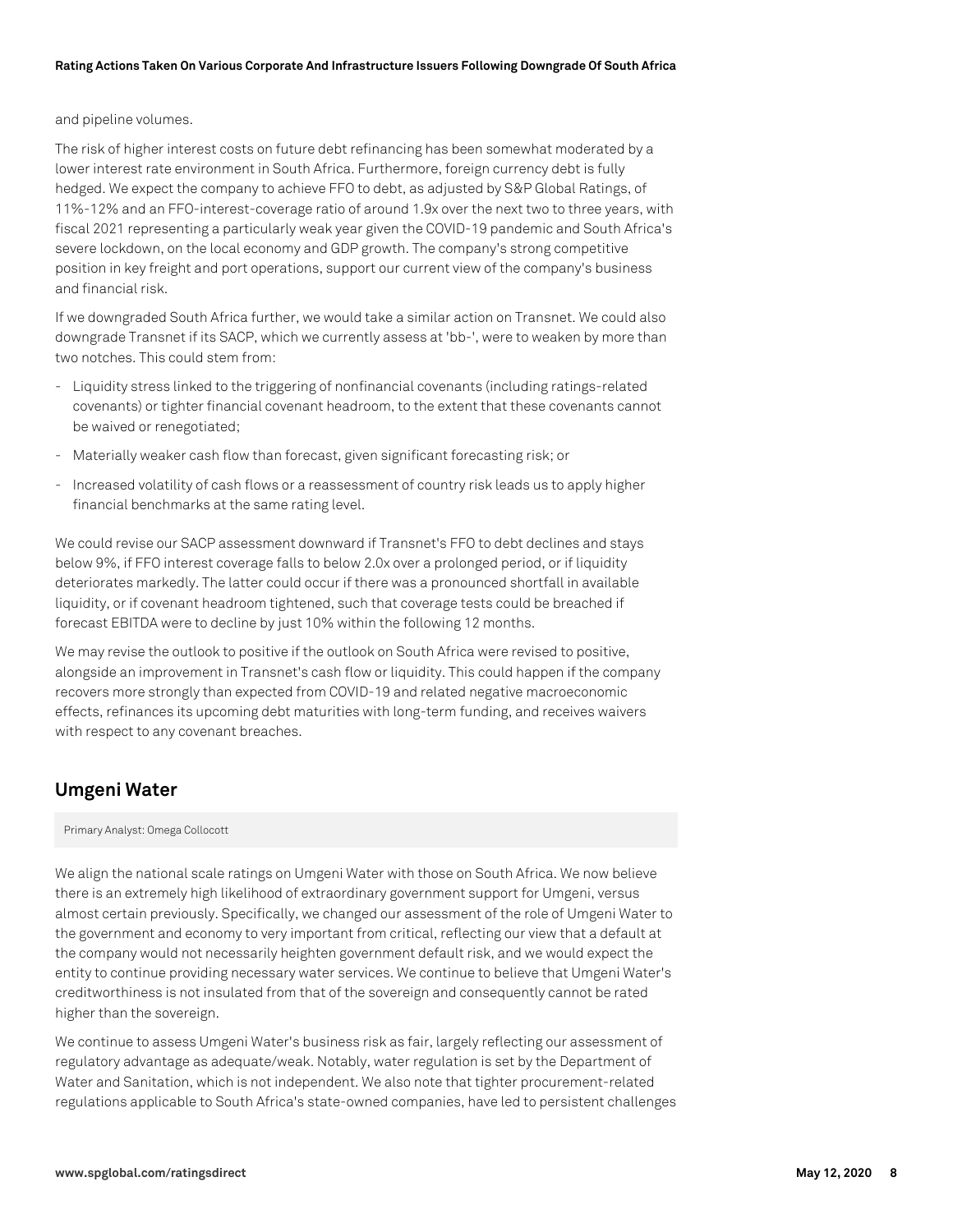and pipeline volumes.

The risk of higher interest costs on future debt refinancing has been somewhat moderated by a lower interest rate environment in South Africa. Furthermore, foreign currency debt is fully hedged. We expect the company to achieve FFO to debt, as adjusted by S&P Global Ratings, of 11%-12% and an FFO-interest-coverage ratio of around 1.9x over the next two to three years, with fiscal 2021 representing a particularly weak year given the COVID-19 pandemic and South Africa's severe lockdown, on the local economy and GDP growth. The company's strong competitive position in key freight and port operations, support our current view of the company's business and financial risk.

If we downgraded South Africa further, we would take a similar action on Transnet. We could also downgrade Transnet if its SACP, which we currently assess at 'bb-', were to weaken by more than two notches. This could stem from:

- Liquidity stress linked to the triggering of nonfinancial covenants (including ratings-related covenants) or tighter financial covenant headroom, to the extent that these covenants cannot be waived or renegotiated;
- Materially weaker cash flow than forecast, given significant forecasting risk; or
- Increased volatility of cash flows or a reassessment of country risk leads us to apply higher financial benchmarks at the same rating level.

We could revise our SACP assessment downward if Transnet's FFO to debt declines and stays below 9%, if FFO interest coverage falls to below 2.0x over a prolonged period, or if liquidity deteriorates markedly. The latter could occur if there was a pronounced shortfall in available liquidity, or if covenant headroom tightened, such that coverage tests could be breached if forecast EBITDA were to decline by just 10% within the following 12 months.

We may revise the outlook to positive if the outlook on South Africa were revised to positive, alongside an improvement in Transnet's cash flow or liquidity. This could happen if the company recovers more strongly than expected from COVID-19 and related negative macroeconomic effects, refinances its upcoming debt maturities with long-term funding, and receives waivers with respect to any covenant breaches.

## Umgeni Water

Primary Analyst: Omega Collocott

We align the national scale ratings on Umgeni Water with those on South Africa. We now believe there is an extremely high likelihood of extraordinary government support for Umgeni, versus almost certain previously. Specifically, we changed our assessment of the role of Umgeni Water to the government and economy to very important from critical, reflecting our view that a default at the company would not necessarily heighten government default risk, and we would expect the entity to continue providing necessary water services. We continue to believe that Umgeni Water's creditworthiness is not insulated from that of the sovereign and consequently cannot be rated higher than the sovereign.

We continue to assess Umgeni Water's business risk as fair, largely reflecting our assessment of regulatory advantage as adequate/weak. Notably, water regulation is set by the Department of Water and Sanitation, which is not independent. We also note that tighter procurement-related regulations applicable to South Africa's state-owned companies, have led to persistent challenges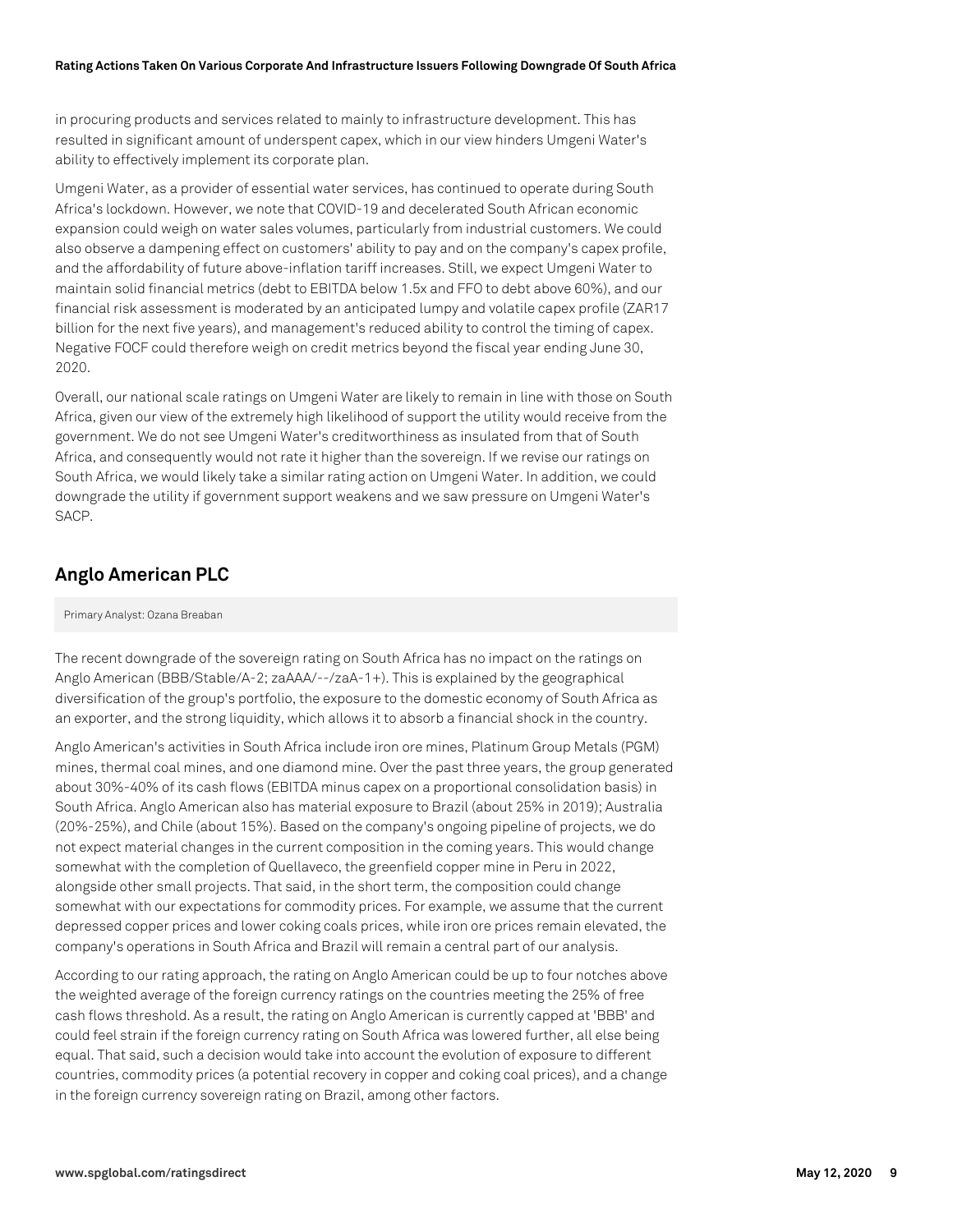in procuring products and services related to mainly to infrastructure development. This has resulted in significant amount of underspent capex, which in our view hinders Umgeni Water's ability to effectively implement its corporate plan.

Umgeni Water, as a provider of essential water services, has continued to operate during South Africa's lockdown. However, we note that COVID-19 and decelerated South African economic expansion could weigh on water sales volumes, particularly from industrial customers. We could also observe a dampening effect on customers' ability to pay and on the company's capex profile, and the affordability of future above-inflation tariff increases. Still, we expect Umgeni Water to maintain solid financial metrics (debt to EBITDA below 1.5x and FFO to debt above 60%), and our financial risk assessment is moderated by an anticipated lumpy and volatile capex profile (ZAR17 billion for the next five years), and management's reduced ability to control the timing of capex. Negative FOCF could therefore weigh on credit metrics beyond the fiscal year ending June 30, 2020.

Overall, our national scale ratings on Umgeni Water are likely to remain in line with those on South Africa, given our view of the extremely high likelihood of support the utility would receive from the government. We do not see Umgeni Water's creditworthiness as insulated from that of South Africa, and consequently would not rate it higher than the sovereign. If we revise our ratings on South Africa, we would likely take a similar rating action on Umgeni Water. In addition, we could downgrade the utility if government support weakens and we saw pressure on Umgeni Water's SACP.

## Anglo American PLC

Primary Analyst: Ozana Breaban

The recent downgrade of the sovereign rating on South Africa has no impact on the ratings on Anglo American (BBB/Stable/A-2; zaAAA/--/zaA-1+). This is explained by the geographical diversification of the group's portfolio, the exposure to the domestic economy of South Africa as an exporter, and the strong liquidity, which allows it to absorb a financial shock in the country.

Anglo American's activities in South Africa include iron ore mines, Platinum Group Metals (PGM) mines, thermal coal mines, and one diamond mine. Over the past three years, the group generated about 30%-40% of its cash flows (EBITDA minus capex on a proportional consolidation basis) in South Africa. Anglo American also has material exposure to Brazil (about 25% in 2019); Australia (20%-25%), and Chile (about 15%). Based on the company's ongoing pipeline of projects, we do not expect material changes in the current composition in the coming years. This would change somewhat with the completion of Quellaveco, the greenfield copper mine in Peru in 2022, alongside other small projects. That said, in the short term, the composition could change somewhat with our expectations for commodity prices. For example, we assume that the current depressed copper prices and lower coking coals prices, while iron ore prices remain elevated, the company's operations in South Africa and Brazil will remain a central part of our analysis.

According to our rating approach, the rating on Anglo American could be up to four notches above the weighted average of the foreign currency ratings on the countries meeting the 25% of free cash flows threshold. As a result, the rating on Anglo American is currently capped at 'BBB' and could feel strain if the foreign currency rating on South Africa was lowered further, all else being equal. That said, such a decision would take into account the evolution of exposure to different countries, commodity prices (a potential recovery in copper and coking coal prices), and a change in the foreign currency sovereign rating on Brazil, among other factors.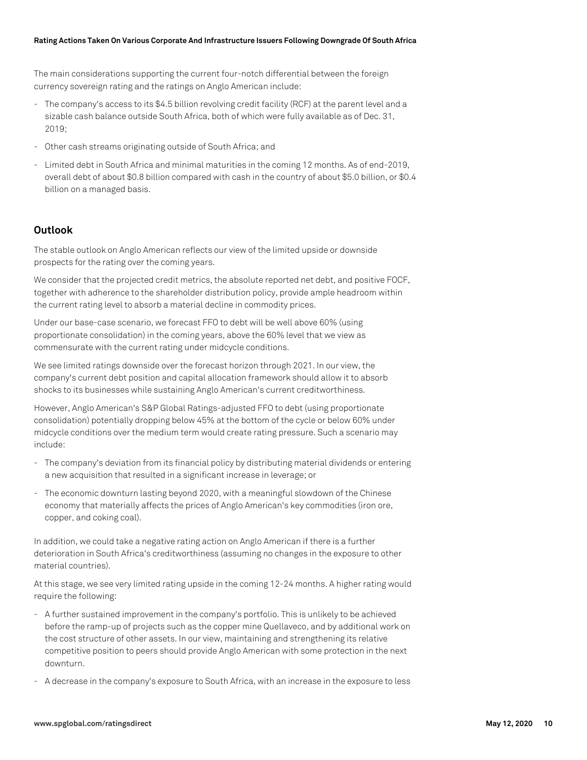The main considerations supporting the current four-notch differential between the foreign currency sovereign rating and the ratings on Anglo American include:

- The company's access to its $4.5 billion revolving credit facility (RCF) at the parent level and a sizable cash balance outside South Africa, both of which were fully available as of Dec. 31, 2019;
- Other cash streams originating outside of South Africa; and
- Limited debt in South Africa and minimal maturities in the coming 12 months. As of end-2019, overall debt of about $0.8 billion compared with cash in the country of about $5.0 billion, or $0.4 billion on a managed basis.

## Outlook

The stable outlook on Anglo American reflects our view of the limited upside or downside prospects for the rating over the coming years.

We consider that the projected credit metrics, the absolute reported net debt, and positive FOCF, together with adherence to the shareholder distribution policy, provide ample headroom within the current rating level to absorb a material decline in commodity prices.

Under our base-case scenario, we forecast FFO to debt will be well above 60% (using proportionate consolidation) in the coming years, above the 60% level that we view as commensurate with the current rating under midcycle conditions.

We see limited ratings downside over the forecast horizon through 2021. In our view, the company's current debt position and capital allocation framework should allow it to absorb shocks to its businesses while sustaining Anglo American's current creditworthiness.

However, Anglo American's S&P Global Ratings-adjusted FFO to debt (using proportionate consolidation) potentially dropping below 45% at the bottom of the cycle or below 60% under midcycle conditions over the medium term would create rating pressure. Such a scenario may include:

- The company's deviation from its financial policy by distributing material dividends or entering a new acquisition that resulted in a significant increase in leverage; or
- The economic downturn lasting beyond 2020, with a meaningful slowdown of the Chinese economy that materially affects the prices of Anglo American's key commodities (iron ore, copper, and coking coal).

In addition, we could take a negative rating action on Anglo American if there is a further deterioration in South Africa's creditworthiness (assuming no changes in the exposure to other material countries).

At this stage, we see very limited rating upside in the coming 12-24 months. A higher rating would require the following:

- A further sustained improvement in the company's portfolio. This is unlikely to be achieved before the ramp-up of projects such as the copper mine Quellaveco, and by additional work on the cost structure of other assets. In our view, maintaining and strengthening its relative competitive position to peers should provide Anglo American with some protection in the next downturn.
- A decrease in the company's exposure to South Africa, with an increase in the exposure to less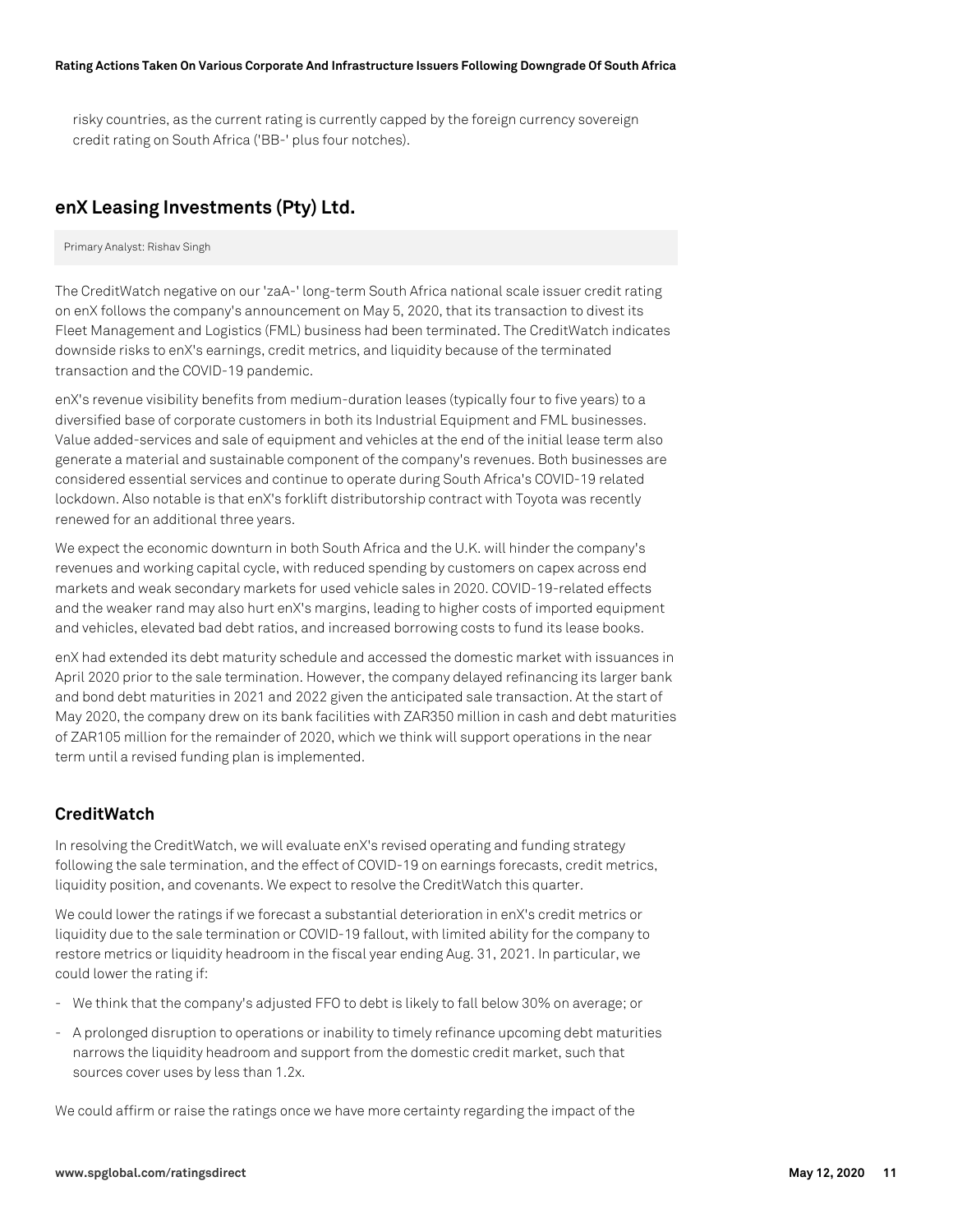risky countries, as the current rating is currently capped by the foreign currency sovereign credit rating on South Africa ('BB-' plus four notches).

## enX Leasing Investments (Pty) Ltd.

Primary Analyst: Rishav Singh

The CreditWatch negative on our 'zaA-' long-term South Africa national scale issuer credit rating on enX follows the company's announcement on May 5, 2020, that its transaction to divest its Fleet Management and Logistics (FML) business had been terminated. The CreditWatch indicates downside risks to enX's earnings, credit metrics, and liquidity because of the terminated transaction and the COVID-19 pandemic.

enX's revenue visibility benefits from medium-duration leases (typically four to five years) to a diversified base of corporate customers in both its Industrial Equipment and FML businesses. Value added-services and sale of equipment and vehicles at the end of the initial lease term also generate a material and sustainable component of the company's revenues. Both businesses are considered essential services and continue to operate during South Africa's COVID-19 related lockdown. Also notable is that enX's forklift distributorship contract with Toyota was recently renewed for an additional three years.

We expect the economic downturn in both South Africa and the U.K. will hinder the company's revenues and working capital cycle, with reduced spending by customers on capex across end markets and weak secondary markets for used vehicle sales in 2020. COVID-19-related effects and the weaker rand may also hurt enX's margins, leading to higher costs of imported equipment and vehicles, elevated bad debt ratios, and increased borrowing costs to fund its lease books.

enX had extended its debt maturity schedule and accessed the domestic market with issuances in April 2020 prior to the sale termination. However, the company delayed refinancing its larger bank and bond debt maturities in 2021 and 2022 given the anticipated sale transaction. At the start of May 2020, the company drew on its bank facilities with ZAR350 million in cash and debt maturities of ZAR105 million for the remainder of 2020, which we think will support operations in the near term until a revised funding plan is implemented.

### CreditWatch

In resolving the CreditWatch, we will evaluate enX's revised operating and funding strategy following the sale termination, and the effect of COVID-19 on earnings forecasts, credit metrics, liquidity position, and covenants. We expect to resolve the CreditWatch this quarter.

We could lower the ratings if we forecast a substantial deterioration in enX's credit metrics or liquidity due to the sale termination or COVID-19 fallout, with limited ability for the company to restore metrics or liquidity headroom in the fiscal year ending Aug. 31, 2021. In particular, we could lower the rating if:

- We think that the company's adjusted FFO to debt is likely to fall below 30% on average; or
- A prolonged disruption to operations or inability to timely refinance upcoming debt maturities narrows the liquidity headroom and support from the domestic credit market, such that sources cover uses by less than 1.2x.

We could affirm or raise the ratings once we have more certainty regarding the impact of the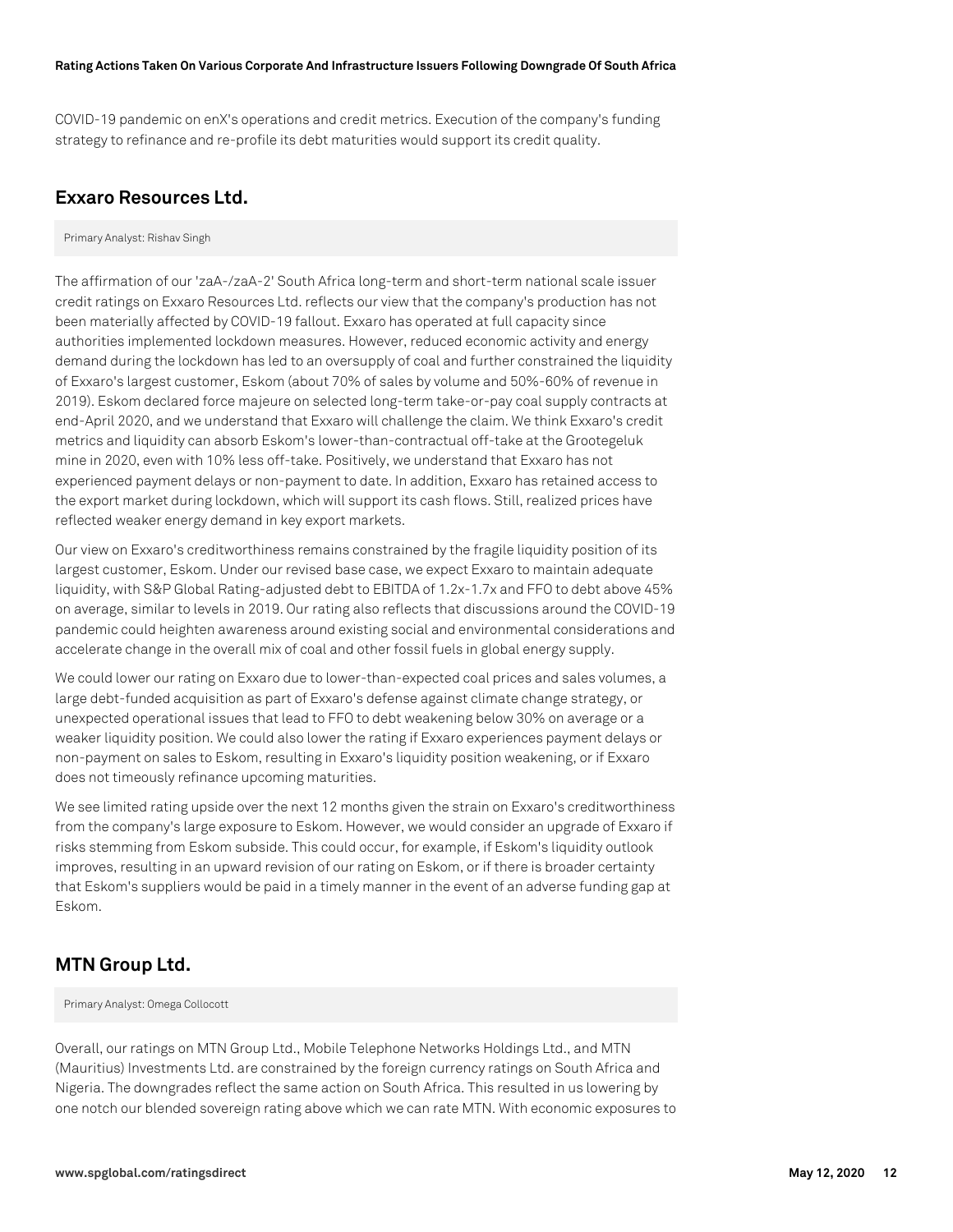COVID-19 pandemic on enX's operations and credit metrics. Execution of the company's funding strategy to refinance and re-profile its debt maturities would support its credit quality.

## Exxaro Resources Ltd.

Primary Analyst: Rishav Singh

The affirmation of our 'zaA-/zaA-2' South Africa long-term and short-term national scale issuer credit ratings on Exxaro Resources Ltd. reflects our view that the company's production has not been materially affected by COVID-19 fallout. Exxaro has operated at full capacity since authorities implemented lockdown measures. However, reduced economic activity and energy demand during the lockdown has led to an oversupply of coal and further constrained the liquidity of Exxaro's largest customer, Eskom (about 70% of sales by volume and 50%-60% of revenue in 2019). Eskom declared force majeure on selected long-term take-or-pay coal supply contracts at end-April 2020, and we understand that Exxaro will challenge the claim. We think Exxaro's credit metrics and liquidity can absorb Eskom's lower-than-contractual off-take at the Grootegeluk mine in 2020, even with 10% less off-take. Positively, we understand that Exxaro has not experienced payment delays or non-payment to date. In addition, Exxaro has retained access to the export market during lockdown, which will support its cash flows. Still, realized prices have reflected weaker energy demand in key export markets.

Our view on Exxaro's creditworthiness remains constrained by the fragile liquidity position of its largest customer, Eskom. Under our revised base case, we expect Exxaro to maintain adequate liquidity, with S&P Global Rating-adjusted debt to EBITDA of 1.2x-1.7x and FFO to debt above 45% on average, similar to levels in 2019. Our rating also reflects that discussions around the COVID-19 pandemic could heighten awareness around existing social and environmental considerations and accelerate change in the overall mix of coal and other fossil fuels in global energy supply.

We could lower our rating on Exxaro due to lower-than-expected coal prices and sales volumes, a large debt-funded acquisition as part of Exxaro's defense against climate change strategy, or unexpected operational issues that lead to FFO to debt weakening below 30% on average or a weaker liquidity position. We could also lower the rating if Exxaro experiences payment delays or non-payment on sales to Eskom, resulting in Exxaro's liquidity position weakening, or if Exxaro does not timeously refinance upcoming maturities.

We see limited rating upside over the next 12 months given the strain on Exxaro's creditworthiness from the company's large exposure to Eskom. However, we would consider an upgrade of Exxaro if risks stemming from Eskom subside. This could occur, for example, if Eskom's liquidity outlook improves, resulting in an upward revision of our rating on Eskom, or if there is broader certainty that Eskom's suppliers would be paid in a timely manner in the event of an adverse funding gap at Eskom.

## MTN Group Ltd.

Primary Analyst: Omega Collocott

Overall, our ratings on MTN Group Ltd., Mobile Telephone Networks Holdings Ltd., and MTN (Mauritius) Investments Ltd. are constrained by the foreign currency ratings on South Africa and Nigeria. The downgrades reflect the same action on South Africa. This resulted in us lowering by one notch our blended sovereign rating above which we can rate MTN. With economic exposures to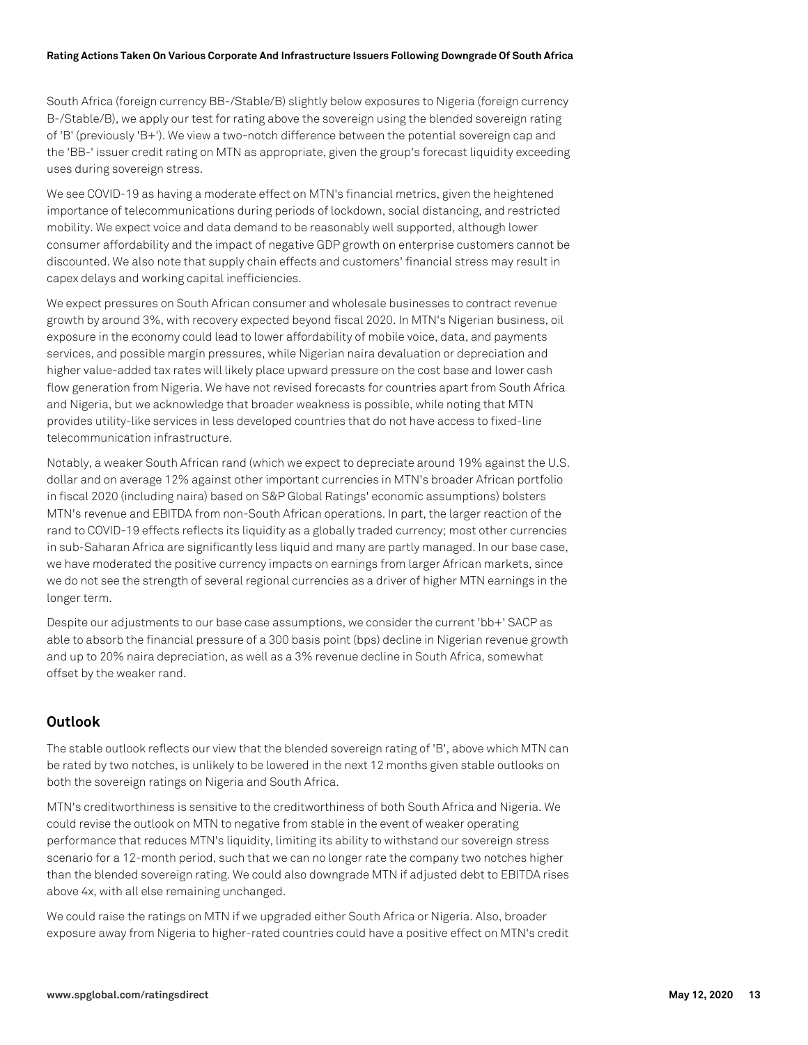South Africa (foreign currency BB-/Stable/B) slightly below exposures to Nigeria (foreign currency B-/Stable/B), we apply our test for rating above the sovereign using the blended sovereign rating of 'B' (previously 'B+'). We view a two-notch difference between the potential sovereign cap and the 'BB-' issuer credit rating on MTN as appropriate, given the group's forecast liquidity exceeding uses during sovereign stress.

We see COVID-19 as having a moderate effect on MTN's financial metrics, given the heightened importance of telecommunications during periods of lockdown, social distancing, and restricted mobility. We expect voice and data demand to be reasonably well supported, although lower consumer affordability and the impact of negative GDP growth on enterprise customers cannot be discounted. We also note that supply chain effects and customers' financial stress may result in capex delays and working capital inefficiencies.

We expect pressures on South African consumer and wholesale businesses to contract revenue growth by around 3%, with recovery expected beyond fiscal 2020. In MTN's Nigerian business, oil exposure in the economy could lead to lower affordability of mobile voice, data, and payments services, and possible margin pressures, while Nigerian naira devaluation or depreciation and higher value-added tax rates will likely place upward pressure on the cost base and lower cash flow generation from Nigeria. We have not revised forecasts for countries apart from South Africa and Nigeria, but we acknowledge that broader weakness is possible, while noting that MTN provides utility-like services in less developed countries that do not have access to fixed-line telecommunication infrastructure.

Notably, a weaker South African rand (which we expect to depreciate around 19% against the U.S. dollar and on average 12% against other important currencies in MTN's broader African portfolio in fiscal 2020 (including naira) based on S&P Global Ratings' economic assumptions) bolsters MTN's revenue and EBITDA from non-South African operations. In part, the larger reaction of the rand to COVID-19 effects reflects its liquidity as a globally traded currency; most other currencies in sub-Saharan Africa are significantly less liquid and many are partly managed. In our base case, we have moderated the positive currency impacts on earnings from larger African markets, since we do not see the strength of several regional currencies as a driver of higher MTN earnings in the longer term.

Despite our adjustments to our base case assumptions, we consider the current 'bb+' SACP as able to absorb the financial pressure of a 300 basis point (bps) decline in Nigerian revenue growth and up to 20% naira depreciation, as well as a 3% revenue decline in South Africa, somewhat offset by the weaker rand.

## Outlook

The stable outlook reflects our view that the blended sovereign rating of 'B', above which MTN can be rated by two notches, is unlikely to be lowered in the next 12 months given stable outlooks on both the sovereign ratings on Nigeria and South Africa.

MTN's creditworthiness is sensitive to the creditworthiness of both South Africa and Nigeria. We could revise the outlook on MTN to negative from stable in the event of weaker operating performance that reduces MTN's liquidity, limiting its ability to withstand our sovereign stress scenario for a 12-month period, such that we can no longer rate the company two notches higher than the blended sovereign rating. We could also downgrade MTN if adjusted debt to EBITDA rises above 4x, with all else remaining unchanged.

We could raise the ratings on MTN if we upgraded either South Africa or Nigeria. Also, broader exposure away from Nigeria to higher-rated countries could have a positive effect on MTN's credit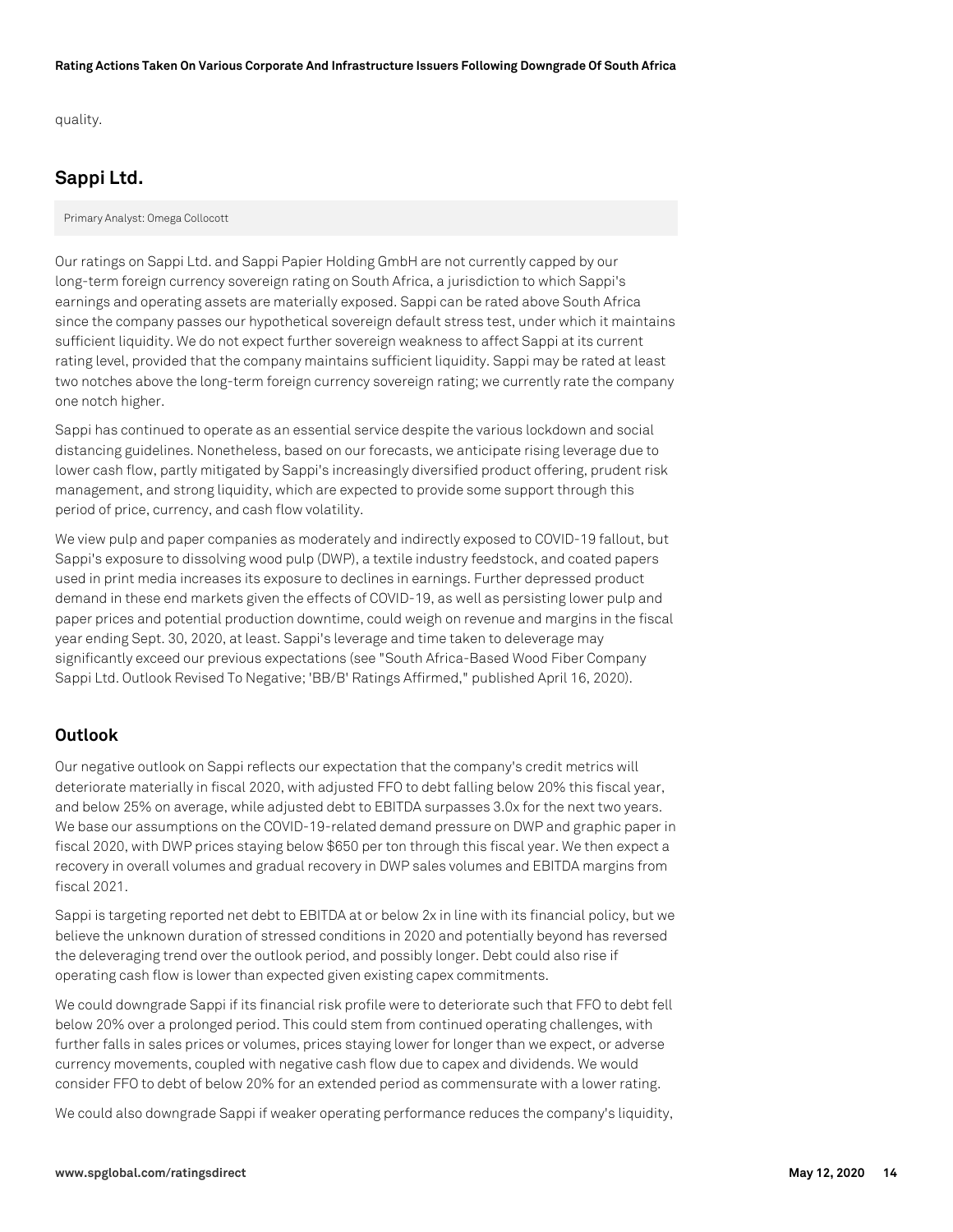quality.

## Sappi Ltd.

Primary Analyst: Omega Collocott

Our ratings on Sappi Ltd. and Sappi Papier Holding GmbH are not currently capped by our long-term foreign currency sovereign rating on South Africa, a jurisdiction to which Sappi's earnings and operating assets are materially exposed. Sappi can be rated above South Africa since the company passes our hypothetical sovereign default stress test, under which it maintains sufficient liquidity. We do not expect further sovereign weakness to affect Sappi at its current rating level, provided that the company maintains sufficient liquidity. Sappi may be rated at least two notches above the long-term foreign currency sovereign rating; we currently rate the company one notch higher.

Sappi has continued to operate as an essential service despite the various lockdown and social distancing guidelines. Nonetheless, based on our forecasts, we anticipate rising leverage due to lower cash flow, partly mitigated by Sappi's increasingly diversified product offering, prudent risk management, and strong liquidity, which are expected to provide some support through this period of price, currency, and cash flow volatility.

We view pulp and paper companies as moderately and indirectly exposed to COVID-19 fallout, but Sappi's exposure to dissolving wood pulp (DWP), a textile industry feedstock, and coated papers used in print media increases its exposure to declines in earnings. Further depressed product demand in these end markets given the effects of COVID-19, as well as persisting lower pulp and paper prices and potential production downtime, could weigh on revenue and margins in the fiscal year ending Sept. 30, 2020, at least. Sappi's leverage and time taken to deleverage may significantly exceed our previous expectations (see "South Africa-Based Wood Fiber Company Sappi Ltd. Outlook Revised To Negative; 'BB/B' Ratings Affirmed," published April 16, 2020).

### Outlook

Our negative outlook on Sappi reflects our expectation that the company's credit metrics will deteriorate materially in fiscal 2020, with adjusted FFO to debt falling below 20% this fiscal year, and below 25% on average, while adjusted debt to EBITDA surpasses 3.0x for the next two years. We base our assumptions on the COVID-19-related demand pressure on DWP and graphic paper in fiscal 2020, with DWP prices staying below $650 per ton through this fiscal year. We then expect a recovery in overall volumes and gradual recovery in DWP sales volumes and EBITDA margins from fiscal 2021.

Sappi is targeting reported net debt to EBITDA at or below 2x in line with its financial policy, but we believe the unknown duration of stressed conditions in 2020 and potentially beyond has reversed the deleveraging trend over the outlook period, and possibly longer. Debt could also rise if operating cash flow is lower than expected given existing capex commitments.

We could downgrade Sappi if its financial risk profile were to deteriorate such that FFO to debt fell below 20% over a prolonged period. This could stem from continued operating challenges, with further falls in sales prices or volumes, prices staying lower for longer than we expect, or adverse currency movements, coupled with negative cash flow due to capex and dividends. We would consider FFO to debt of below 20% for an extended period as commensurate with a lower rating.

We could also downgrade Sappi if weaker operating performance reduces the company's liquidity,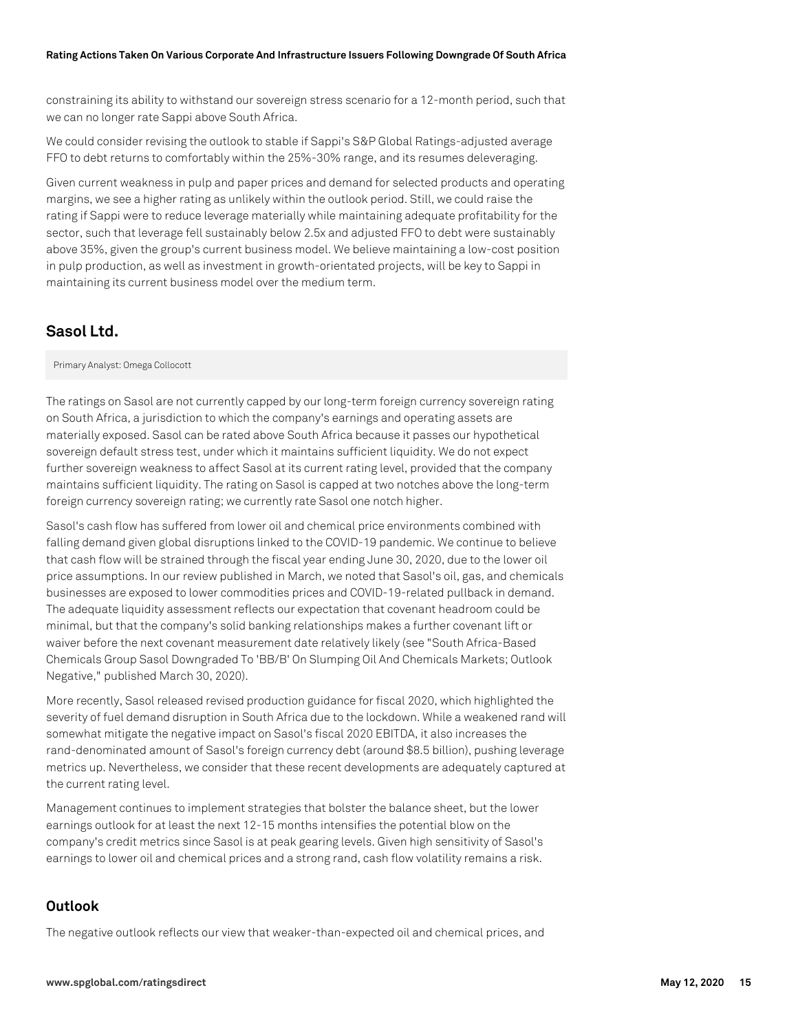constraining its ability to withstand our sovereign stress scenario for a 12-month period, such that we can no longer rate Sappi above South Africa.

We could consider revising the outlook to stable if Sappi's S&P Global Ratings-adjusted average FFO to debt returns to comfortably within the 25%-30% range, and its resumes deleveraging.

Given current weakness in pulp and paper prices and demand for selected products and operating margins, we see a higher rating as unlikely within the outlook period. Still, we could raise the rating if Sappi were to reduce leverage materially while maintaining adequate profitability for the sector, such that leverage fell sustainably below 2.5x and adjusted FFO to debt were sustainably above 35%, given the group's current business model. We believe maintaining a low-cost position in pulp production, as well as investment in growth-orientated projects, will be key to Sappi in maintaining its current business model over the medium term.

## Sasol Ltd.

Primary Analyst: Omega Collocott

The ratings on Sasol are not currently capped by our long-term foreign currency sovereign rating on South Africa, a jurisdiction to which the company's earnings and operating assets are materially exposed. Sasol can be rated above South Africa because it passes our hypothetical sovereign default stress test, under which it maintains sufficient liquidity. We do not expect further sovereign weakness to affect Sasol at its current rating level, provided that the company maintains sufficient liquidity. The rating on Sasol is capped at two notches above the long-term foreign currency sovereign rating; we currently rate Sasol one notch higher.

Sasol's cash flow has suffered from lower oil and chemical price environments combined with falling demand given global disruptions linked to the COVID-19 pandemic. We continue to believe that cash flow will be strained through the fiscal year ending June 30, 2020, due to the lower oil price assumptions. In our review published in March, we noted that Sasol's oil, gas, and chemicals businesses are exposed to lower commodities prices and COVID-19-related pullback in demand. The adequate liquidity assessment reflects our expectation that covenant headroom could be minimal, but that the company's solid banking relationships makes a further covenant lift or waiver before the next covenant measurement date relatively likely (see "South Africa-Based Chemicals Group Sasol Downgraded To 'BB/B' On Slumping Oil And Chemicals Markets; Outlook Negative," published March 30, 2020).

More recently, Sasol released revised production guidance for fiscal 2020, which highlighted the severity of fuel demand disruption in South Africa due to the lockdown. While a weakened rand will somewhat mitigate the negative impact on Sasol's fiscal 2020 EBITDA, it also increases the rand-denominated amount of Sasol's foreign currency debt (around $8.5 billion), pushing leverage metrics up. Nevertheless, we consider that these recent developments are adequately captured at the current rating level.

Management continues to implement strategies that bolster the balance sheet, but the lower earnings outlook for at least the next 12-15 months intensifies the potential blow on the company's credit metrics since Sasol is at peak gearing levels. Given high sensitivity of Sasol's earnings to lower oil and chemical prices and a strong rand, cash flow volatility remains a risk.

### Outlook

The negative outlook reflects our view that weaker-than-expected oil and chemical prices, and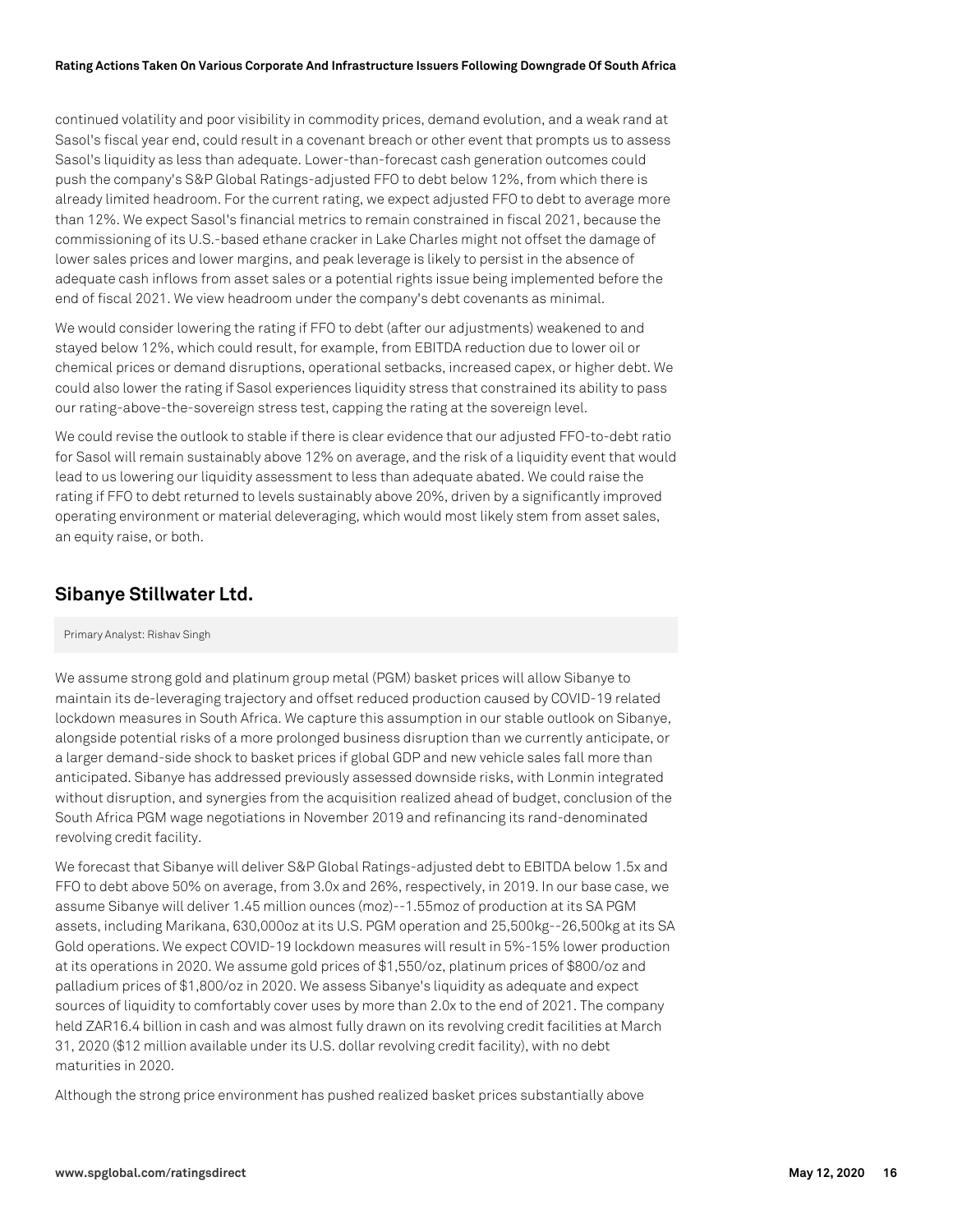continued volatility and poor visibility in commodity prices, demand evolution, and a weak rand at Sasol's fiscal year end, could result in a covenant breach or other event that prompts us to assess Sasol's liquidity as less than adequate. Lower-than-forecast cash generation outcomes could push the company's S&P Global Ratings-adjusted FFO to debt below 12%, from which there is already limited headroom. For the current rating, we expect adjusted FFO to debt to average more than 12%. We expect Sasol's financial metrics to remain constrained in fiscal 2021, because the commissioning of its U.S.-based ethane cracker in Lake Charles might not offset the damage of lower sales prices and lower margins, and peak leverage is likely to persist in the absence of adequate cash inflows from asset sales or a potential rights issue being implemented before the end of fiscal 2021. We view headroom under the company's debt covenants as minimal.

We would consider lowering the rating if FFO to debt (after our adjustments) weakened to and stayed below 12%, which could result, for example, from EBITDA reduction due to lower oil or chemical prices or demand disruptions, operational setbacks, increased capex, or higher debt. We could also lower the rating if Sasol experiences liquidity stress that constrained its ability to pass our rating-above-the-sovereign stress test, capping the rating at the sovereign level.

We could revise the outlook to stable if there is clear evidence that our adjusted FFO-to-debt ratio for Sasol will remain sustainably above 12% on average, and the risk of a liquidity event that would lead to us lowering our liquidity assessment to less than adequate abated. We could raise the rating if FFO to debt returned to levels sustainably above 20%, driven by a significantly improved operating environment or material deleveraging, which would most likely stem from asset sales, an equity raise, or both.

## Sibanye Stillwater Ltd.

Primary Analyst: Rishav Singh

We assume strong gold and platinum group metal (PGM) basket prices will allow Sibanye to maintain its de-leveraging trajectory and offset reduced production caused by COVID-19 related lockdown measures in South Africa. We capture this assumption in our stable outlook on Sibanye, alongside potential risks of a more prolonged business disruption than we currently anticipate, or a larger demand-side shock to basket prices if global GDP and new vehicle sales fall more than anticipated. Sibanye has addressed previously assessed downside risks, with Lonmin integrated without disruption, and synergies from the acquisition realized ahead of budget, conclusion of the South Africa PGM wage negotiations in November 2019 and refinancing its rand-denominated revolving credit facility.

We forecast that Sibanye will deliver S&P Global Ratings-adjusted debt to EBITDA below 1.5x and FFO to debt above 50% on average, from 3.0x and 26%, respectively, in 2019. In our base case, we assume Sibanye will deliver 1.45 million ounces (moz)--1.55moz of production at its SA PGM assets, including Marikana, 630,000oz at its U.S. PGM operation and 25,500kg--26,500kg at its SA Gold operations. We expect COVID-19 lockdown measures will result in 5%-15% lower production at its operations in 2020. We assume gold prices of $1,550/oz, platinum prices of $800/oz and palladium prices of $1,800/oz in 2020. We assess Sibanye's liquidity as adequate and expect sources of liquidity to comfortably cover uses by more than 2.0x to the end of 2021. The company held ZAR16.4 billion in cash and was almost fully drawn on its revolving credit facilities at March 31, 2020 ($12 million available under its U.S. dollar revolving credit facility), with no debt maturities in 2020.

Although the strong price environment has pushed realized basket prices substantially above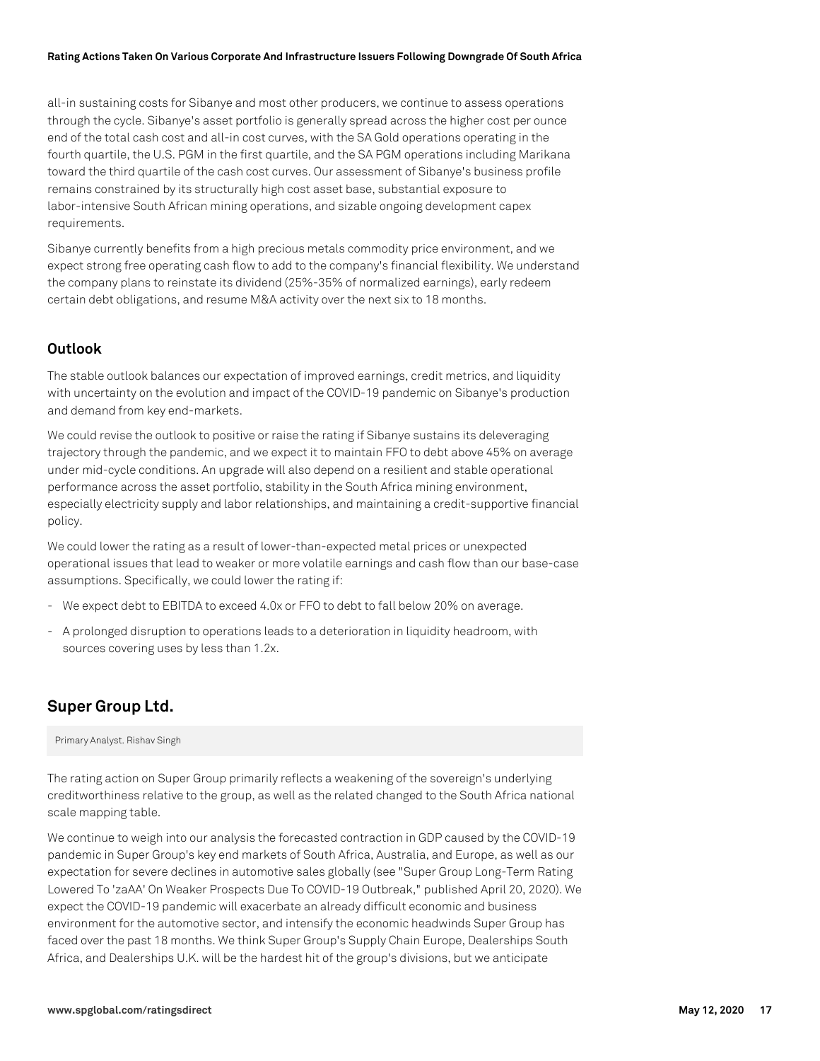all-in sustaining costs for Sibanye and most other producers, we continue to assess operations through the cycle. Sibanye's asset portfolio is generally spread across the higher cost per ounce end of the total cash cost and all-in cost curves, with the SA Gold operations operating in the fourth quartile, the U.S. PGM in the first quartile, and the SA PGM operations including Marikana toward the third quartile of the cash cost curves. Our assessment of Sibanye's business profile remains constrained by its structurally high cost asset base, substantial exposure to labor-intensive South African mining operations, and sizable ongoing development capex requirements.

Sibanye currently benefits from a high precious metals commodity price environment, and we expect strong free operating cash flow to add to the company's financial flexibility. We understand the company plans to reinstate its dividend (25%-35% of normalized earnings), early redeem certain debt obligations, and resume M&A activity over the next six to 18 months.

### Outlook

The stable outlook balances our expectation of improved earnings, credit metrics, and liquidity with uncertainty on the evolution and impact of the COVID-19 pandemic on Sibanye's production and demand from key end-markets.

We could revise the outlook to positive or raise the rating if Sibanye sustains its deleveraging trajectory through the pandemic, and we expect it to maintain FFO to debt above 45% on average under mid-cycle conditions. An upgrade will also depend on a resilient and stable operational performance across the asset portfolio, stability in the South Africa mining environment, especially electricity supply and labor relationships, and maintaining a credit-supportive financial policy.

We could lower the rating as a result of lower-than-expected metal prices or unexpected operational issues that lead to weaker or more volatile earnings and cash flow than our base-case assumptions. Specifically, we could lower the rating if:

- We expect debt to EBITDA to exceed 4.0x or FFO to debt to fall below 20% on average.
- A prolonged disruption to operations leads to a deterioration in liquidity headroom, with sources covering uses by less than 1.2x.

## Super Group Ltd.

Primary Analyst. Rishav Singh

The rating action on Super Group primarily reflects a weakening of the sovereign's underlying creditworthiness relative to the group, as well as the related changed to the South Africa national scale mapping table.

We continue to weigh into our analysis the forecasted contraction in GDP caused by the COVID-19 pandemic in Super Group's key end markets of South Africa, Australia, and Europe, as well as our expectation for severe declines in automotive sales globally (see "Super Group Long-Term Rating Lowered To 'zaAA' On Weaker Prospects Due To COVID-19 Outbreak," published April 20, 2020). We expect the COVID-19 pandemic will exacerbate an already difficult economic and business environment for the automotive sector, and intensify the economic headwinds Super Group has faced over the past 18 months. We think Super Group's Supply Chain Europe, Dealerships South Africa, and Dealerships U.K. will be the hardest hit of the group's divisions, but we anticipate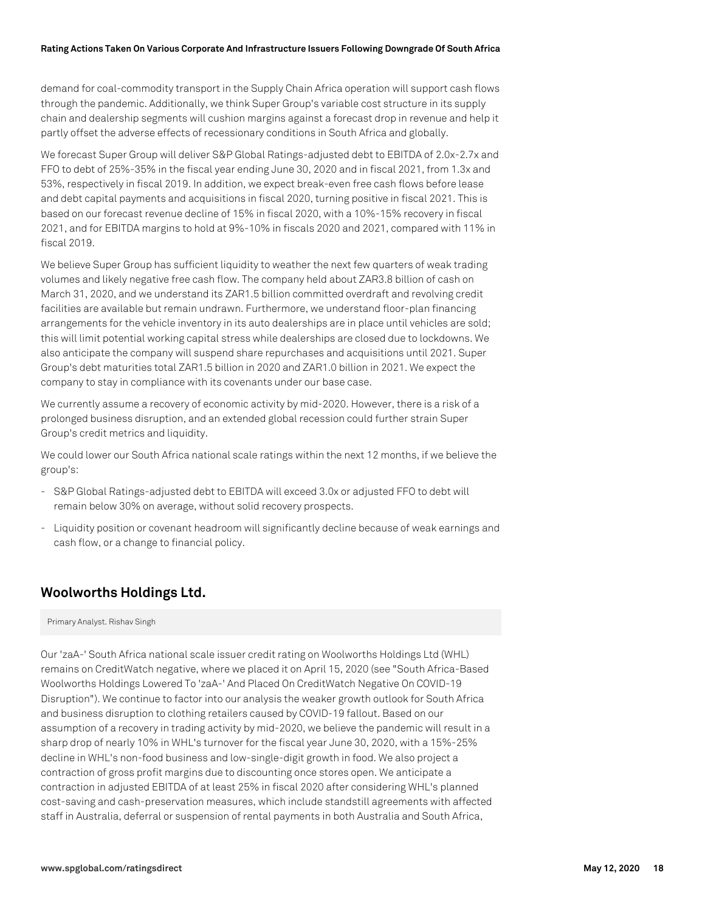demand for coal-commodity transport in the Supply Chain Africa operation will support cash flows through the pandemic. Additionally, we think Super Group's variable cost structure in its supply chain and dealership segments will cushion margins against a forecast drop in revenue and help it partly offset the adverse effects of recessionary conditions in South Africa and globally.

We forecast Super Group will deliver S&P Global Ratings-adjusted debt to EBITDA of 2.0x-2.7x and FFO to debt of 25%-35% in the fiscal year ending June 30, 2020 and in fiscal 2021, from 1.3x and 53%, respectively in fiscal 2019. In addition, we expect break-even free cash flows before lease and debt capital payments and acquisitions in fiscal 2020, turning positive in fiscal 2021. This is based on our forecast revenue decline of 15% in fiscal 2020, with a 10%-15% recovery in fiscal 2021, and for EBITDA margins to hold at 9%-10% in fiscals 2020 and 2021, compared with 11% in fiscal 2019.

We believe Super Group has sufficient liquidity to weather the next few quarters of weak trading volumes and likely negative free cash flow. The company held about ZAR3.8 billion of cash on March 31, 2020, and we understand its ZAR1.5 billion committed overdraft and revolving credit facilities are available but remain undrawn. Furthermore, we understand floor-plan financing arrangements for the vehicle inventory in its auto dealerships are in place until vehicles are sold; this will limit potential working capital stress while dealerships are closed due to lockdowns. We also anticipate the company will suspend share repurchases and acquisitions until 2021. Super Group's debt maturities total ZAR1.5 billion in 2020 and ZAR1.0 billion in 2021. We expect the company to stay in compliance with its covenants under our base case.

We currently assume a recovery of economic activity by mid-2020. However, there is a risk of a prolonged business disruption, and an extended global recession could further strain Super Group's credit metrics and liquidity.

We could lower our South Africa national scale ratings within the next 12 months, if we believe the group's:

- S&P Global Ratings-adjusted debt to EBITDA will exceed 3.0x or adjusted FFO to debt will remain below 30% on average, without solid recovery prospects.
- Liquidity position or covenant headroom will significantly decline because of weak earnings and cash flow, or a change to financial policy.

## Woolworths Holdings Ltd.

Primary Analyst. Rishav Singh

Our 'zaA-' South Africa national scale issuer credit rating on Woolworths Holdings Ltd (WHL) remains on CreditWatch negative, where we placed it on April 15, 2020 (see "South Africa-Based Woolworths Holdings Lowered To 'zaA-' And Placed On CreditWatch Negative On COVID-19 Disruption"). We continue to factor into our analysis the weaker growth outlook for South Africa and business disruption to clothing retailers caused by COVID-19 fallout. Based on our assumption of a recovery in trading activity by mid-2020, we believe the pandemic will result in a sharp drop of nearly 10% in WHL's turnover for the fiscal year June 30, 2020, with a 15%-25% decline in WHL's non-food business and low-single-digit growth in food. We also project a contraction of gross profit margins due to discounting once stores open. We anticipate a contraction in adjusted EBITDA of at least 25% in fiscal 2020 after considering WHL's planned cost-saving and cash-preservation measures, which include standstill agreements with affected staff in Australia, deferral or suspension of rental payments in both Australia and South Africa,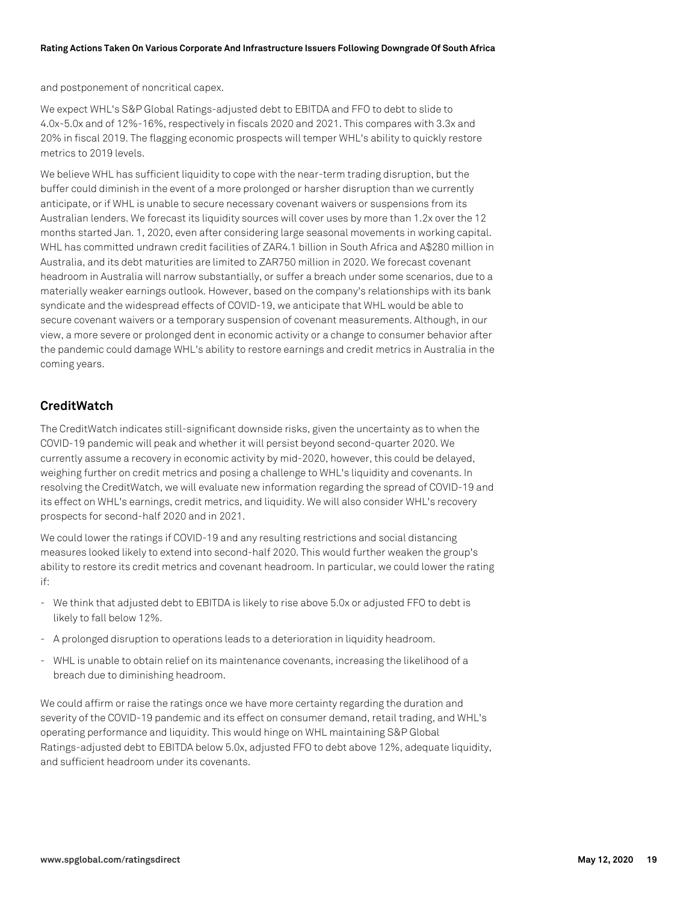and postponement of noncritical capex.

We expect WHL's S&P Global Ratings-adjusted debt to EBITDA and FFO to debt to slide to 4.0x-5.0x and of 12%-16%, respectively in fiscals 2020 and 2021. This compares with 3.3x and 20% in fiscal 2019. The flagging economic prospects will temper WHL's ability to quickly restore metrics to 2019 levels.

We believe WHL has sufficient liquidity to cope with the near-term trading disruption, but the buffer could diminish in the event of a more prolonged or harsher disruption than we currently anticipate, or if WHL is unable to secure necessary covenant waivers or suspensions from its Australian lenders. We forecast its liquidity sources will cover uses by more than 1.2x over the 12 months started Jan. 1, 2020, even after considering large seasonal movements in working capital. WHL has committed undrawn credit facilities of ZAR4.1 billion in South Africa and A$280 million in Australia, and its debt maturities are limited to ZAR750 million in 2020. We forecast covenant headroom in Australia will narrow substantially, or suffer a breach under some scenarios, due to a materially weaker earnings outlook. However, based on the company's relationships with its bank syndicate and the widespread effects of COVID-19, we anticipate that WHL would be able to secure covenant waivers or a temporary suspension of covenant measurements. Although, in our view, a more severe or prolonged dent in economic activity or a change to consumer behavior after the pandemic could damage WHL's ability to restore earnings and credit metrics in Australia in the coming years.

## CreditWatch

The CreditWatch indicates still-significant downside risks, given the uncertainty as to when the COVID-19 pandemic will peak and whether it will persist beyond second-quarter 2020. We currently assume a recovery in economic activity by mid-2020, however, this could be delayed, weighing further on credit metrics and posing a challenge to WHL's liquidity and covenants. In resolving the CreditWatch, we will evaluate new information regarding the spread of COVID-19 and its effect on WHL's earnings, credit metrics, and liquidity. We will also consider WHL's recovery prospects for second-half 2020 and in 2021.

We could lower the ratings if COVID-19 and any resulting restrictions and social distancing measures looked likely to extend into second-half 2020. This would further weaken the group's ability to restore its credit metrics and covenant headroom. In particular, we could lower the rating if:

- We think that adjusted debt to EBITDA is likely to rise above 5.0x or adjusted FFO to debt is likely to fall below 12%.
- A prolonged disruption to operations leads to a deterioration in liquidity headroom.
- WHL is unable to obtain relief on its maintenance covenants, increasing the likelihood of a breach due to diminishing headroom.

We could affirm or raise the ratings once we have more certainty regarding the duration and severity of the COVID-19 pandemic and its effect on consumer demand, retail trading, and WHL's operating performance and liquidity. This would hinge on WHL maintaining S&P Global Ratings-adjusted debt to EBITDA below 5.0x, adjusted FFO to debt above 12%, adequate liquidity, and sufficient headroom under its covenants.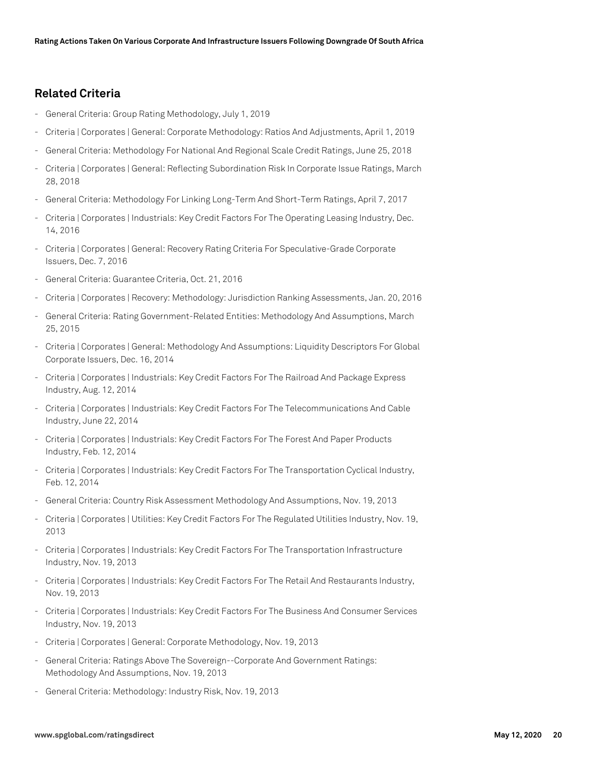## Related Criteria

- General Criteria: Group Rating Methodology, July 1, 2019
- Criteria | Corporates | General: Corporate Methodology: Ratios And Adjustments, April 1, 2019
- General Criteria: Methodology For National And Regional Scale Credit Ratings, June 25, 2018
- Criteria | Corporates | General: Reflecting Subordination Risk In Corporate Issue Ratings, March 28, 2018
- General Criteria: Methodology For Linking Long-Term And Short-Term Ratings, April 7, 2017
- Criteria | Corporates | Industrials: Key Credit Factors For The Operating Leasing Industry, Dec. 14, 2016
- Criteria | Corporates | General: Recovery Rating Criteria For Speculative-Grade Corporate Issuers, Dec. 7, 2016
- General Criteria: Guarantee Criteria, Oct. 21, 2016
- Criteria | Corporates | Recovery: Methodology: Jurisdiction Ranking Assessments, Jan. 20, 2016
- General Criteria: Rating Government-Related Entities: Methodology And Assumptions, March 25, 2015
- Criteria | Corporates | General: Methodology And Assumptions: Liquidity Descriptors For Global Corporate Issuers, Dec. 16, 2014
- Criteria | Corporates | Industrials: Key Credit Factors For The Railroad And Package Express Industry, Aug. 12, 2014
- Criteria | Corporates | Industrials: Key Credit Factors For The Telecommunications And Cable Industry, June 22, 2014
- Criteria | Corporates | Industrials: Key Credit Factors For The Forest And Paper Products Industry, Feb. 12, 2014
- Criteria | Corporates | Industrials: Key Credit Factors For The Transportation Cyclical Industry, Feb. 12, 2014
- General Criteria: Country Risk Assessment Methodology And Assumptions, Nov. 19, 2013
- Criteria | Corporates | Utilities: Key Credit Factors For The Regulated Utilities Industry, Nov. 19, 2013
- Criteria | Corporates | Industrials: Key Credit Factors For The Transportation Infrastructure Industry, Nov. 19, 2013
- Criteria | Corporates | Industrials: Key Credit Factors For The Retail And Restaurants Industry, Nov. 19, 2013
- Criteria | Corporates | Industrials: Key Credit Factors For The Business And Consumer Services Industry, Nov. 19, 2013
- Criteria | Corporates | General: Corporate Methodology, Nov. 19, 2013
- General Criteria: Ratings Above The Sovereign--Corporate And Government Ratings: Methodology And Assumptions, Nov. 19, 2013
- General Criteria: Methodology: Industry Risk, Nov. 19, 2013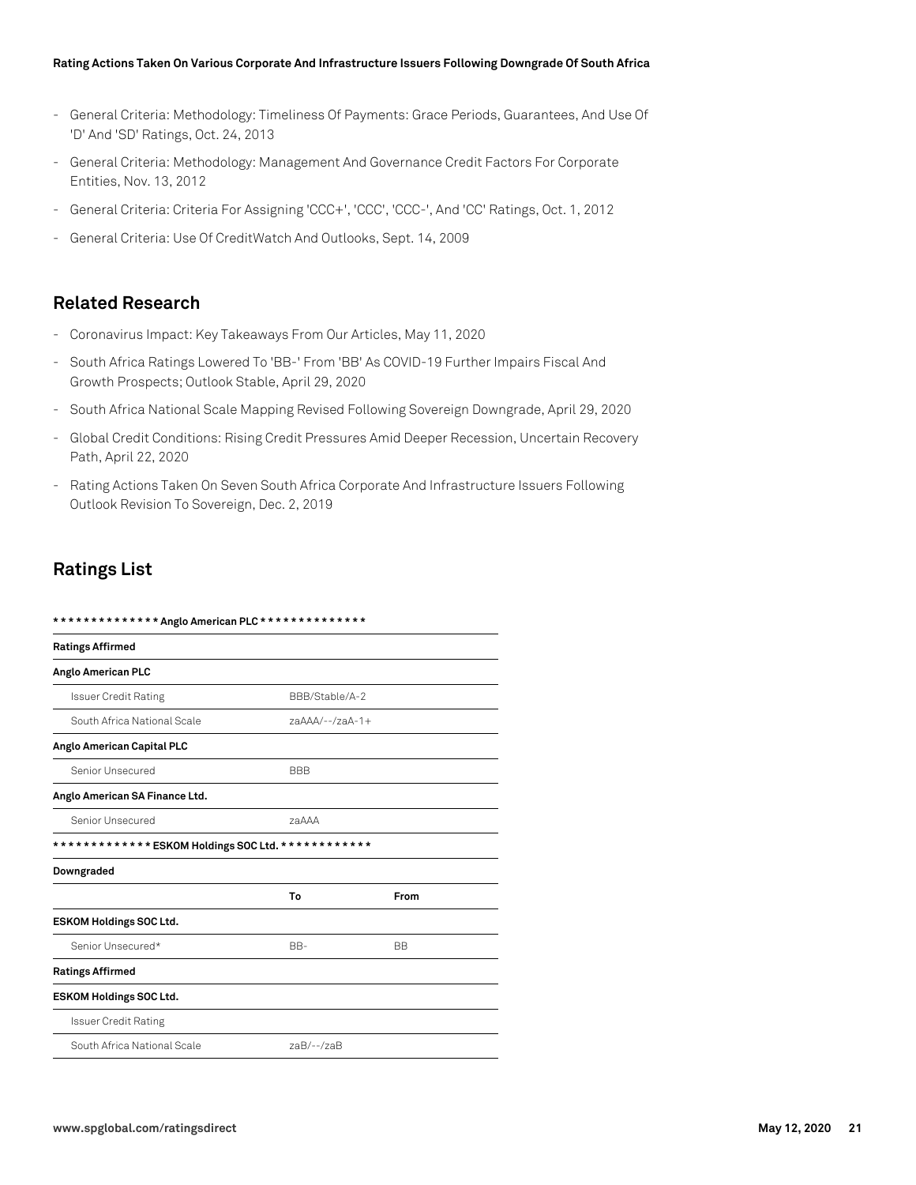- General Criteria: Methodology: Timeliness Of Payments: Grace Periods, Guarantees, And Use Of 'D' And 'SD' Ratings, Oct. 24, 2013
- General Criteria: Methodology: Management And Governance Credit Factors For Corporate Entities, Nov. 13, 2012
- General Criteria: Criteria For Assigning 'CCC+', 'CCC', 'CCC-', And 'CC' Ratings, Oct. 1, 2012
- General Criteria: Use Of CreditWatch And Outlooks, Sept. 14, 2009

## Related Research

- Coronavirus Impact: Key Takeaways From Our Articles, May 11, 2020
- South Africa Ratings Lowered To 'BB-' From 'BB' As COVID-19 Further Impairs Fiscal And Growth Prospects; Outlook Stable, April 29, 2020
- South Africa National Scale Mapping Revised Following Sovereign Downgrade, April 29, 2020
- Global Credit Conditions: Rising Credit Pressures Amid Deeper Recession, Uncertain Recovery Path, April 22, 2020
- Rating Actions Taken On Seven South Africa Corporate And Infrastructure Issuers Following Outlook Revision To Sovereign, Dec. 2, 2019

## Ratings List

| ************** Anglo American PLC ************** | | |
|---|---|---|
| **Ratings Affirmed** | | |
| **Anglo American PLC** | | |
| Issuer Credit Rating | BBB/Stable/A-2 | |
| South Africa National Scale | zaAAA/--/zaA-1+ | |
| **Anglo American Capital PLC** | | |
| Senior Unsecured | BBB | |
| **Anglo American SA Finance Ltd.** | | |
| Senior Unsecured | zaAAA | |
| **************** ESKOM Holdings SOC Ltd. ************ | | |
| **Downgraded** | | |
| | **To** | **From** |
| **ESKOM Holdings SOC Ltd.** | | |
| Senior Unsecured* | BB- | BB |
| **Ratings Affirmed** | | |
| **ESKOM Holdings SOC Ltd.** | | |
| Issuer Credit Rating | | |
| South Africa National Scale | zaB/--/zaB | |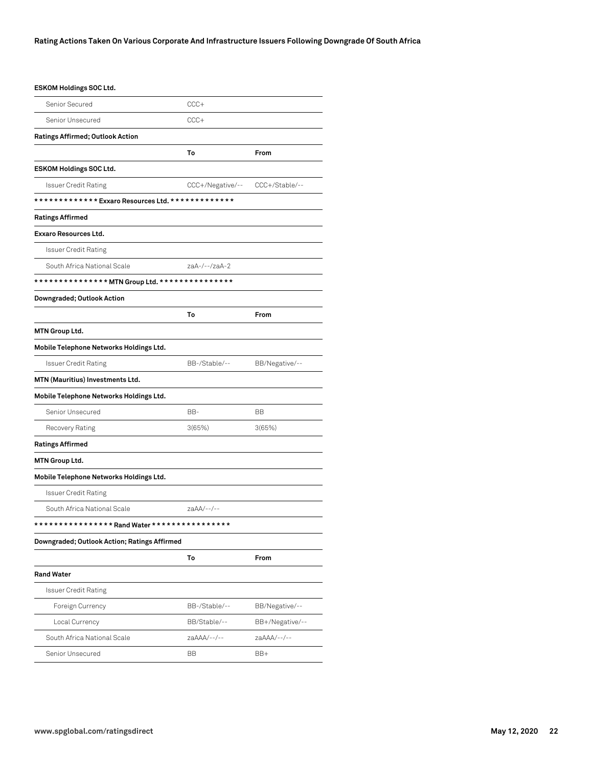| ESKOM Holdings SOC Ltd. | | |
|---|---|---|
| Senior Secured | CCC+ | |
| Senior Unsecured | CCC+ | |
| **Ratings Affirmed; Outlook Action** | | |
| | **To** | **From** |
| **ESKOM Holdings SOC Ltd.** | | |
| Issuer Credit Rating | CCC+/Negative/-- | CCC+/Stable/-- |
| **\*\*\*\*\*\*\*\*\*\*\*\*\* Exxaro Resources Ltd. \*\*\*\*\*\*\*\*\*\*\*\*\*** | | |
| **Ratings Affirmed** | | |
| **Exxaro Resources Ltd.** | | |
| Issuer Credit Rating | | |
| South Africa National Scale | zaA-/--/zaA-2 | |
| **\*\*\*\*\*\*\*\*\*\*\*\*\*\*\* MTN Group Ltd. \*\*\*\*\*\*\*\*\*\*\*\*\*\*\*** | | |
| **Downgraded; Outlook Action** | | |
| | **To** | **From** |
| **MTN Group Ltd.** | | |
| **Mobile Telephone Networks Holdings Ltd.** | | |
| Issuer Credit Rating | BB-/Stable/-- | BB/Negative/-- |
| **MTN (Mauritius) Investments Ltd.** | | |
| **Mobile Telephone Networks Holdings Ltd.** | | |
| Senior Unsecured | BB- | BB |
| Recovery Rating | 3(65%) | 3(65%) |
| **Ratings Affirmed** | | |
| **MTN Group Ltd.** | | |
| **Mobile Telephone Networks Holdings Ltd.** | | |
| Issuer Credit Rating | | |
| South Africa National Scale | zaAA/--/-- | |
| **\*\*\*\*\*\*\*\*\*\*\*\*\*\*\*\* Rand Water \*\*\*\*\*\*\*\*\*\*\*\*\*\*\*\*** | | |
| **Downgraded; Outlook Action; Ratings Affirmed** | | |
| | **To** | **From** |
| **Rand Water** | | |
| Issuer Credit Rating | | |
| Foreign Currency | BB-/Stable/-- | BB/Negative/-- |
| Local Currency | BB/Stable/-- | BB+/Negative/-- |
| South Africa National Scale | zaAAA/--/-- | zaAAA/--/-- |
| Senior Unsecured | BB | BB+ |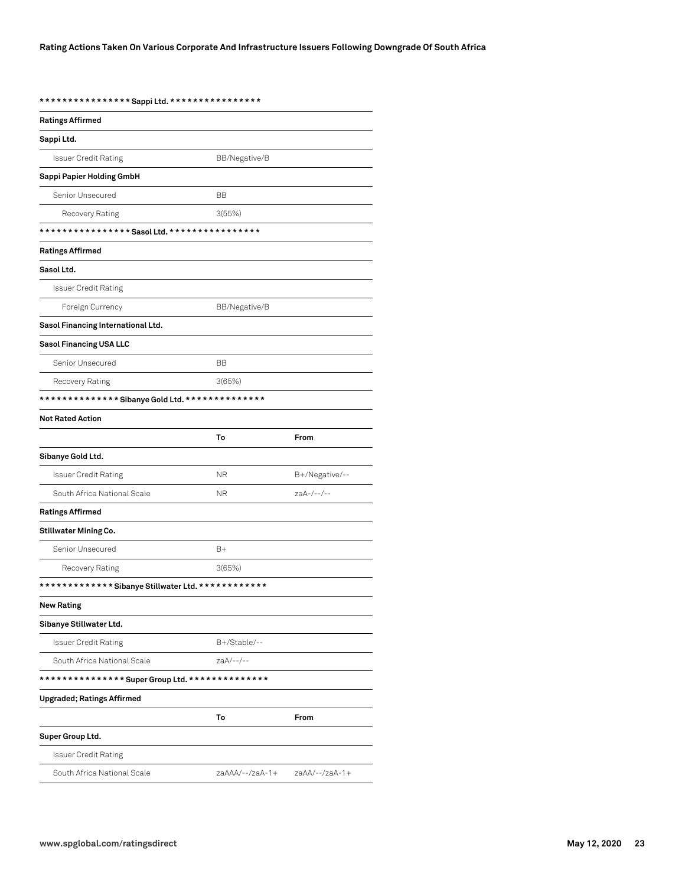| *************** Sappi Ltd. *************** | | |
|---|---|---|
| **Ratings Affirmed** | | |
| **Sappi Ltd.** | | |
| Issuer Credit Rating | BB/Negative/B | |
| **Sappi Papier Holding GmbH** | | |
| Senior Unsecured | BB | |
| Recovery Rating | 3(55%) | |
| **************** Sasol Ltd. **************** | | |
| **Ratings Affirmed** | | |
| **Sasol Ltd.** | | |
| Issuer Credit Rating | | |
| Foreign Currency | BB/Negative/B | |
| **Sasol Financing International Ltd.** | | |
| **Sasol Financing USA LLC** | | |
| Senior Unsecured | BB | |
| Recovery Rating | 3(65%) | |
| ************** Sibanye Gold Ltd. ************** | | |
| **Not Rated Action** | | |
| | **To** | **From** |
| **Sibanye Gold Ltd.** | | |
| Issuer Credit Rating | NR | B+/Negative/-- |
| South Africa National Scale | NR | zaA-/--/-- |
| **Ratings Affirmed** | | |
| **Stillwater Mining Co.** | | |
| Senior Unsecured | B+ | |
| Recovery Rating | 3(65%) | |
| ************* Sibanye Stillwater Ltd. ************ | | |
| **New Rating** | | |
| **Sibanye Stillwater Ltd.** | | |
| Issuer Credit Rating | B+/Stable/-- | |
| South Africa National Scale | zaA/--/-- | |
| *************** Super Group Ltd. ************** | | |
| **Upgraded; Ratings Affirmed** | | |
| | **To** | **From** |
| **Super Group Ltd.** | | |
| Issuer Credit Rating | | |
| South Africa National Scale | zaAAA/--/zaA-1+ | zaAA/--/zaA-1+ |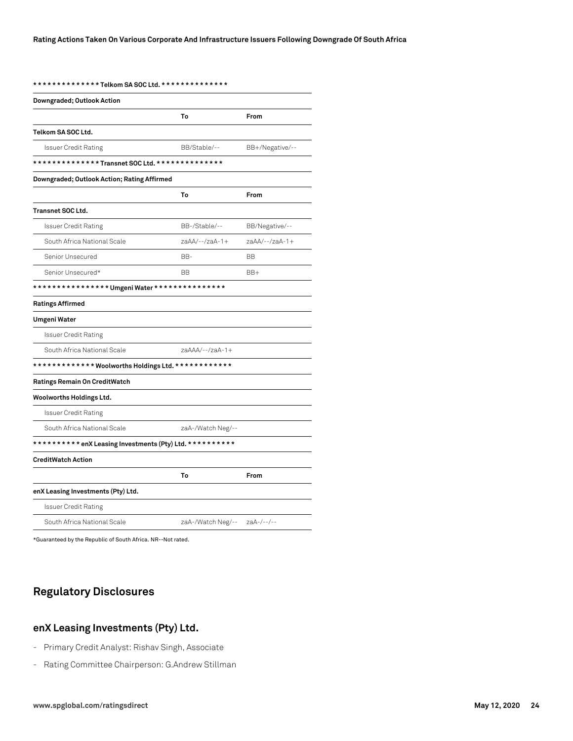************** Telkom SA SOC Ltd. **************

| Downgraded; Outlook Action | | |
|---|---|---|
| | To | From |
| **Telkom SA SOC Ltd.** | | |
| Issuer Credit Rating | BB/Stable/-- | BB+/Negative/-- |

************** Transnet SOC Ltd. **************

| Downgraded; Outlook Action; Rating Affirmed | | |
|---|---|---|
| | To | From |
| **Transnet SOC Ltd.** | | |
| Issuer Credit Rating | BB-/Stable/-- | BB/Negative/-- |
| South Africa National Scale | zaAA/--/zaA-1+ | zaAA/--/zaA-1+ |
| Senior Unsecured | BB- | BB |
| Senior Unsecured* | BB | BB+ |

**************** Umgeni Water ***************

| Ratings Affirmed | |
|---|---|
| **Umgeni Water** | |
| Issuer Credit Rating | |
| South Africa National Scale | zaAAA/--/zaA-1+ |

************* Woolworths Holdings Ltd. ************

| Ratings Remain On CreditWatch | |
|---|---|
| **Woolworths Holdings Ltd.** | |
| Issuer Credit Rating | |
| South Africa National Scale | zaA-/Watch Neg/-- |

********** enX Leasing Investments (Pty) Ltd. **********

| CreditWatch Action | | |
|---|---|---|
| | To | From |
| **enX Leasing Investments (Pty) Ltd.** | | |
| Issuer Credit Rating | | |
| South Africa National Scale | zaA-/Watch Neg/-- | zaA-/--/-- |

*Guaranteed by the Republic of South Africa. NR--Not rated.

## Regulatory Disclosures

### enX Leasing Investments (Pty) Ltd.

- Primary Credit Analyst: Rishav Singh, Associate
- Rating Committee Chairperson: G.Andrew Stillman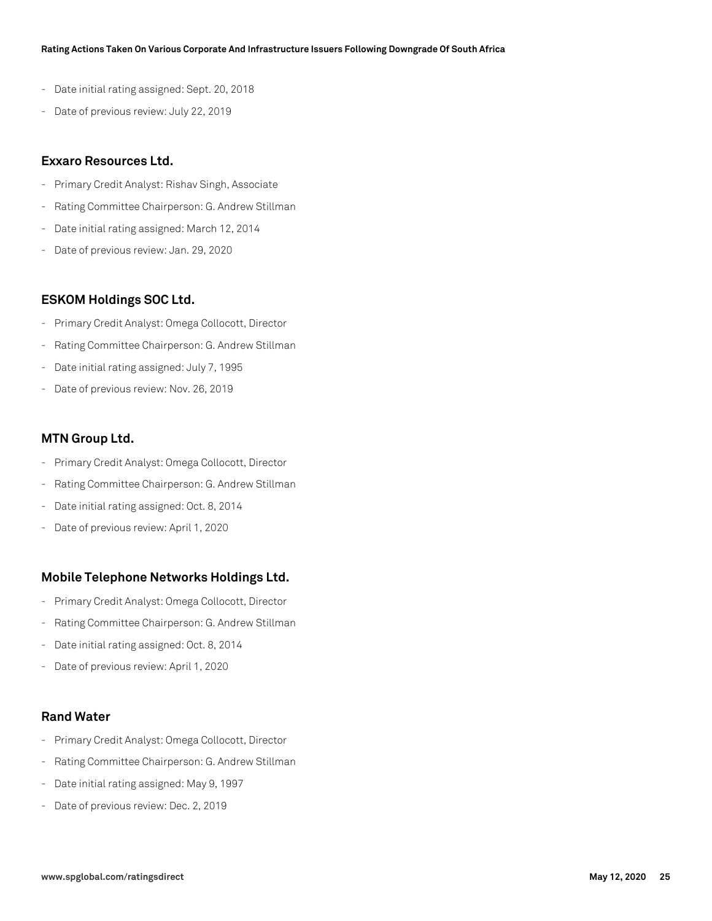- Date initial rating assigned: Sept. 20, 2018
- Date of previous review: July 22, 2019

### Exxaro Resources Ltd.

- Primary Credit Analyst: Rishav Singh, Associate
- Rating Committee Chairperson: G. Andrew Stillman
- Date initial rating assigned: March 12, 2014
- Date of previous review: Jan. 29, 2020

### ESKOM Holdings SOC Ltd.

- Primary Credit Analyst: Omega Collocott, Director
- Rating Committee Chairperson: G. Andrew Stillman
- Date initial rating assigned: July 7, 1995
- Date of previous review: Nov. 26, 2019

### MTN Group Ltd.

- Primary Credit Analyst: Omega Collocott, Director
- Rating Committee Chairperson: G. Andrew Stillman
- Date initial rating assigned: Oct. 8, 2014
- Date of previous review: April 1, 2020

### Mobile Telephone Networks Holdings Ltd.

- Primary Credit Analyst: Omega Collocott, Director
- Rating Committee Chairperson: G. Andrew Stillman
- Date initial rating assigned: Oct. 8, 2014
- Date of previous review: April 1, 2020

### Rand Water

- Primary Credit Analyst: Omega Collocott, Director
- Rating Committee Chairperson: G. Andrew Stillman
- Date initial rating assigned: May 9, 1997
- Date of previous review: Dec. 2, 2019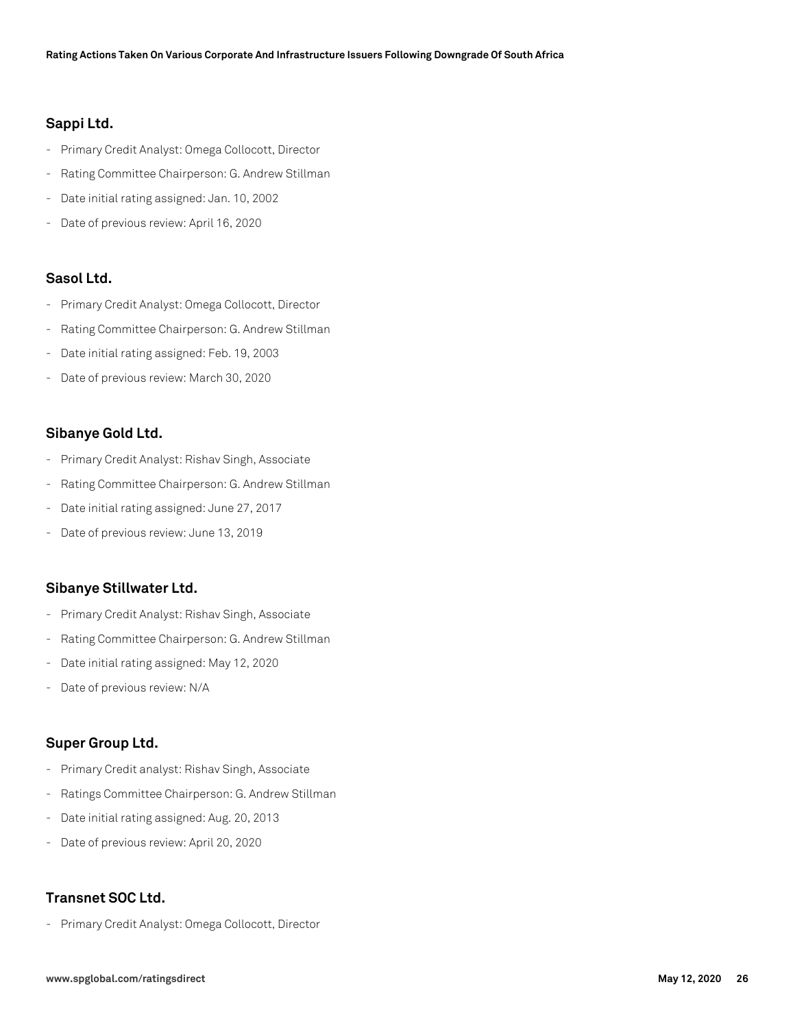### Sappi Ltd.

- Primary Credit Analyst: Omega Collocott, Director
- Rating Committee Chairperson: G. Andrew Stillman
- Date initial rating assigned: Jan. 10, 2002
- Date of previous review: April 16, 2020

### Sasol Ltd.

- Primary Credit Analyst: Omega Collocott, Director
- Rating Committee Chairperson: G. Andrew Stillman
- Date initial rating assigned: Feb. 19, 2003
- Date of previous review: March 30, 2020

### Sibanye Gold Ltd.

- Primary Credit Analyst: Rishav Singh, Associate
- Rating Committee Chairperson: G. Andrew Stillman
- Date initial rating assigned: June 27, 2017
- Date of previous review: June 13, 2019

### Sibanye Stillwater Ltd.

- Primary Credit Analyst: Rishav Singh, Associate
- Rating Committee Chairperson: G. Andrew Stillman
- Date initial rating assigned: May 12, 2020
- Date of previous review: N/A

### Super Group Ltd.

- Primary Credit analyst: Rishav Singh, Associate
- Ratings Committee Chairperson: G. Andrew Stillman
- Date initial rating assigned: Aug. 20, 2013
- Date of previous review: April 20, 2020

### Transnet SOC Ltd.

- Primary Credit Analyst: Omega Collocott, Director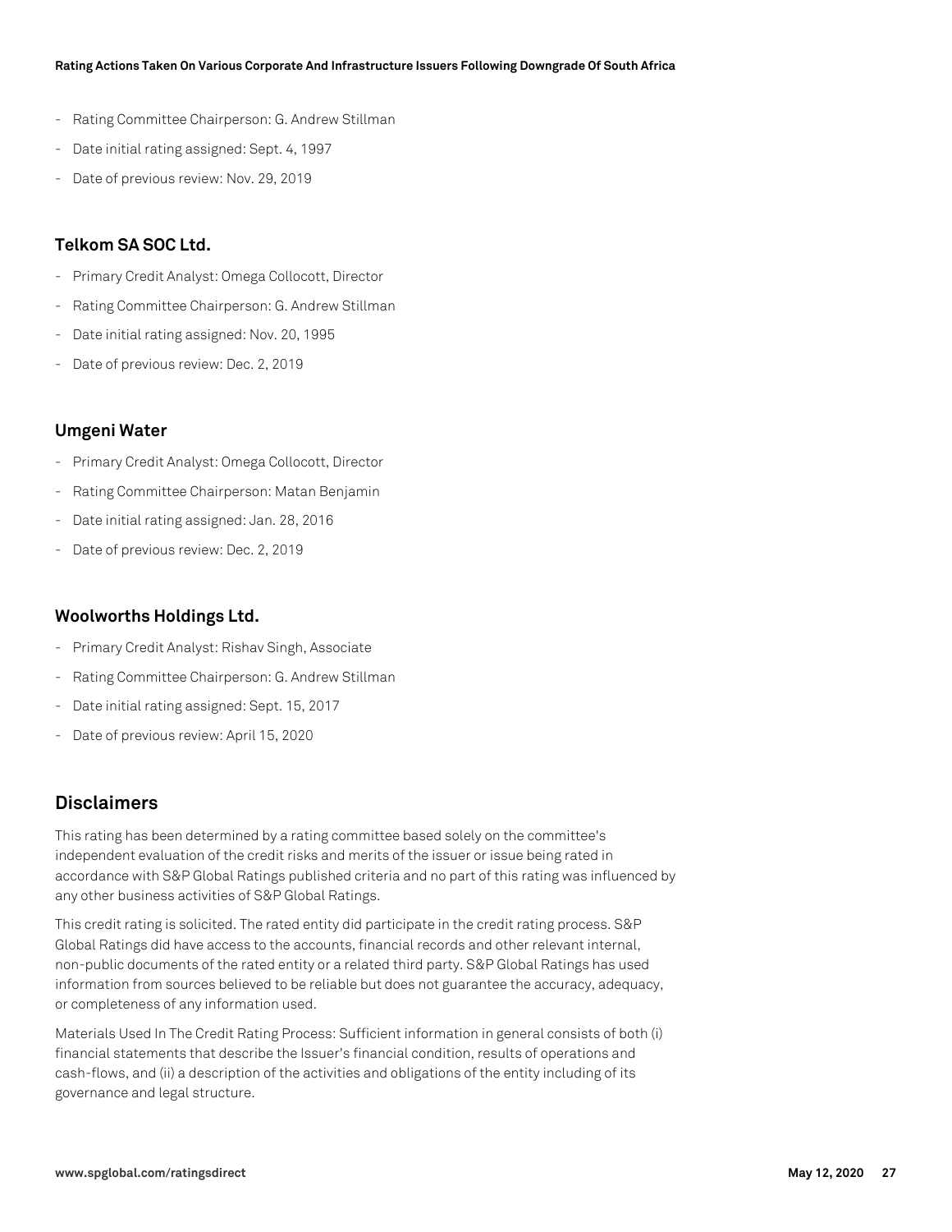- Rating Committee Chairperson: G. Andrew Stillman
- Date initial rating assigned: Sept. 4, 1997
- Date of previous review: Nov. 29, 2019

### Telkom SA SOC Ltd.

- Primary Credit Analyst: Omega Collocott, Director
- Rating Committee Chairperson: G. Andrew Stillman
- Date initial rating assigned: Nov. 20, 1995
- Date of previous review: Dec. 2, 2019

### Umgeni Water

- Primary Credit Analyst: Omega Collocott, Director
- Rating Committee Chairperson: Matan Benjamin
- Date initial rating assigned: Jan. 28, 2016
- Date of previous review: Dec. 2, 2019

### Woolworths Holdings Ltd.

- Primary Credit Analyst: Rishav Singh, Associate
- Rating Committee Chairperson: G. Andrew Stillman
- Date initial rating assigned: Sept. 15, 2017
- Date of previous review: April 15, 2020

## Disclaimers

This rating has been determined by a rating committee based solely on the committee's independent evaluation of the credit risks and merits of the issuer or issue being rated in accordance with S&P Global Ratings published criteria and no part of this rating was influenced by any other business activities of S&P Global Ratings.

This credit rating is solicited. The rated entity did participate in the credit rating process. S&P Global Ratings did have access to the accounts, financial records and other relevant internal, non-public documents of the rated entity or a related third party. S&P Global Ratings has used information from sources believed to be reliable but does not guarantee the accuracy, adequacy, or completeness of any information used.

Materials Used In The Credit Rating Process: Sufficient information in general consists of both (i) financial statements that describe the Issuer's financial condition, results of operations and cash-flows, and (ii) a description of the activities and obligations of the entity including of its governance and legal structure.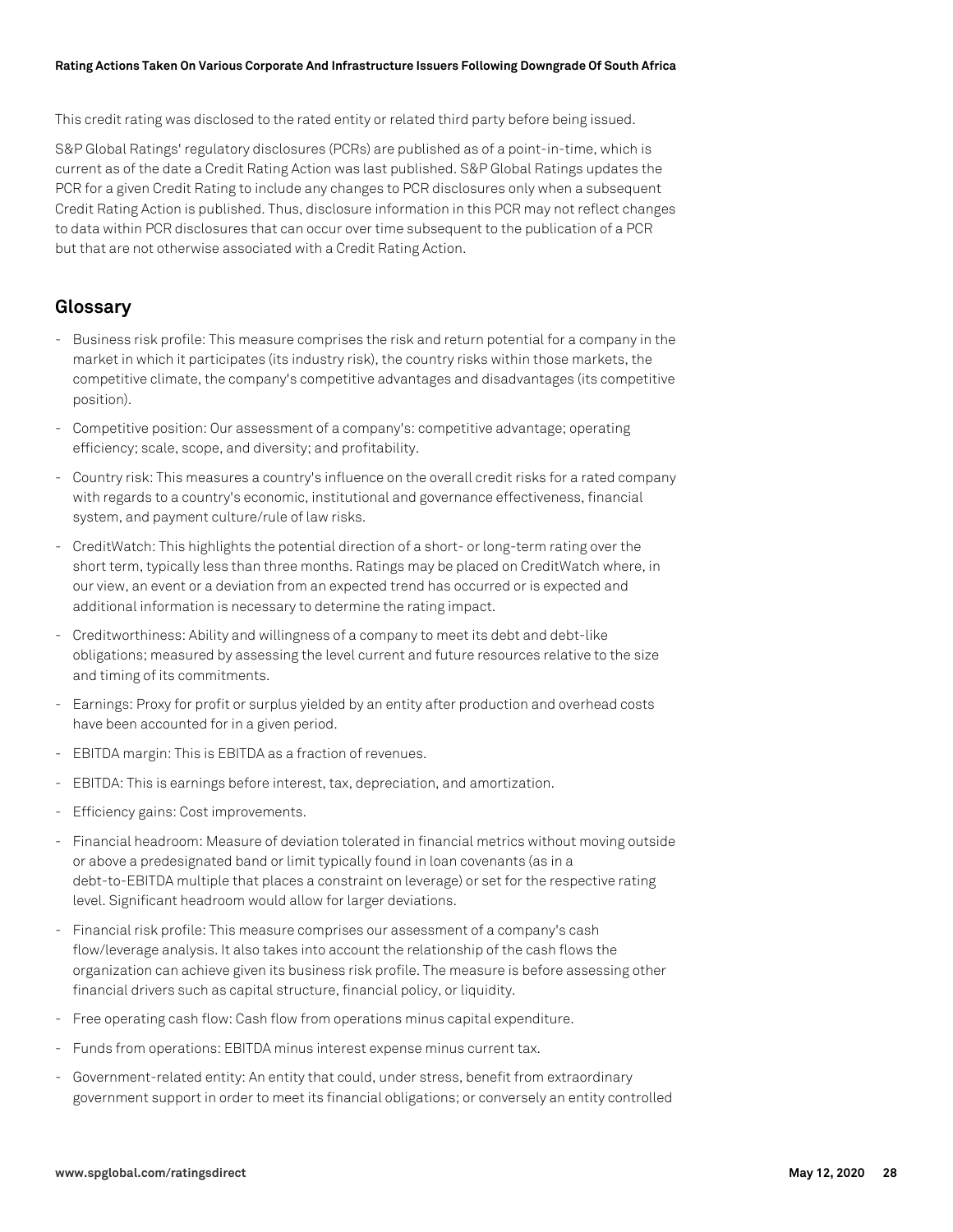This credit rating was disclosed to the rated entity or related third party before being issued.

S&P Global Ratings' regulatory disclosures (PCRs) are published as of a point-in-time, which is current as of the date a Credit Rating Action was last published. S&P Global Ratings updates the PCR for a given Credit Rating to include any changes to PCR disclosures only when a subsequent Credit Rating Action is published. Thus, disclosure information in this PCR may not reflect changes to data within PCR disclosures that can occur over time subsequent to the publication of a PCR but that are not otherwise associated with a Credit Rating Action.

## Glossary

- Business risk profile: This measure comprises the risk and return potential for a company in the market in which it participates (its industry risk), the country risks within those markets, the competitive climate, the company's competitive advantages and disadvantages (its competitive position).
- Competitive position: Our assessment of a company's: competitive advantage; operating efficiency; scale, scope, and diversity; and profitability.
- Country risk: This measures a country's influence on the overall credit risks for a rated company with regards to a country's economic, institutional and governance effectiveness, financial system, and payment culture/rule of law risks.
- CreditWatch: This highlights the potential direction of a short- or long-term rating over the short term, typically less than three months. Ratings may be placed on CreditWatch where, in our view, an event or a deviation from an expected trend has occurred or is expected and additional information is necessary to determine the rating impact.
- Creditworthiness: Ability and willingness of a company to meet its debt and debt-like obligations; measured by assessing the level current and future resources relative to the size and timing of its commitments.
- Earnings: Proxy for profit or surplus yielded by an entity after production and overhead costs have been accounted for in a given period.
- EBITDA margin: This is EBITDA as a fraction of revenues.
- EBITDA: This is earnings before interest, tax, depreciation, and amortization.
- Efficiency gains: Cost improvements.
- Financial headroom: Measure of deviation tolerated in financial metrics without moving outside or above a predesignated band or limit typically found in loan covenants (as in a debt-to-EBITDA multiple that places a constraint on leverage) or set for the respective rating level. Significant headroom would allow for larger deviations.
- Financial risk profile: This measure comprises our assessment of a company's cash flow/leverage analysis. It also takes into account the relationship of the cash flows the organization can achieve given its business risk profile. The measure is before assessing other financial drivers such as capital structure, financial policy, or liquidity.
- Free operating cash flow: Cash flow from operations minus capital expenditure.
- Funds from operations: EBITDA minus interest expense minus current tax.
- Government-related entity: An entity that could, under stress, benefit from extraordinary government support in order to meet its financial obligations; or conversely an entity controlled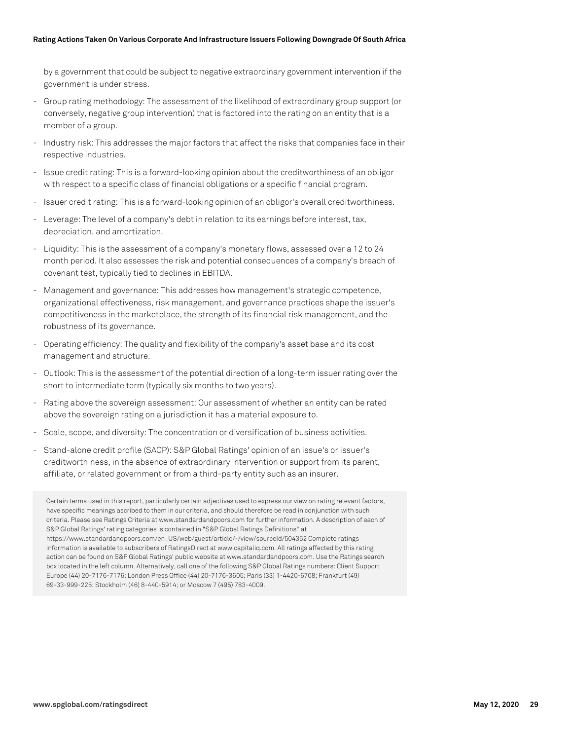by a government that could be subject to negative extraordinary government intervention if the government is under stress.

- Group rating methodology: The assessment of the likelihood of extraordinary group support (or conversely, negative group intervention) that is factored into the rating on an entity that is a member of a group.
- Industry risk: This addresses the major factors that affect the risks that companies face in their respective industries.
- Issue credit rating: This is a forward-looking opinion about the creditworthiness of an obligor with respect to a specific class of financial obligations or a specific financial program.
- Issuer credit rating: This is a forward-looking opinion of an obligor's overall creditworthiness.
- Leverage: The level of a company's debt in relation to its earnings before interest, tax, depreciation, and amortization.
- Liquidity: This is the assessment of a company's monetary flows, assessed over a 12 to 24 month period. It also assesses the risk and potential consequences of a company's breach of covenant test, typically tied to declines in EBITDA.
- Management and governance: This addresses how management's strategic competence, organizational effectiveness, risk management, and governance practices shape the issuer's competitiveness in the marketplace, the strength of its financial risk management, and the robustness of its governance.
- Operating efficiency: The quality and flexibility of the company's asset base and its cost management and structure.
- Outlook: This is the assessment of the potential direction of a long-term issuer rating over the short to intermediate term (typically six months to two years).
- Rating above the sovereign assessment: Our assessment of whether an entity can be rated above the sovereign rating on a jurisdiction it has a material exposure to.
- Scale, scope, and diversity: The concentration or diversification of business activities.
- Stand-alone credit profile (SACP): S&P Global Ratings' opinion of an issue's or issuer's creditworthiness, in the absence of extraordinary intervention or support from its parent, affiliate, or related government or from a third-party entity such as an insurer.

Certain terms used in this report, particularly certain adjectives used to express our view on rating relevant factors, have specific meanings ascribed to them in our criteria, and should therefore be read in conjunction with such criteria. Please see Ratings Criteria at www.standardandpoors.com for further information. A description of each of S&P Global Ratings' rating categories is contained in "S&P Global Ratings Definitions" at https://www.standardandpoors.com/en_US/web/guest/article/-/view/sourceId/504352 Complete ratings information is available to subscribers of RatingsDirect at www.capitaliq.com. All ratings affected by this rating action can be found on S&P Global Ratings' public website at www.standardandpoors.com. Use the Ratings search box located in the left column. Alternatively, call one of the following S&P Global Ratings numbers: Client Support Europe (44) 20-7176-7176; London Press Office (44) 20-7176-3605; Paris (33) 1-4420-6708; Frankfurt (49) 69-33-999-225; Stockholm (46) 8-440-5914; or Moscow 7 (495) 783-4009.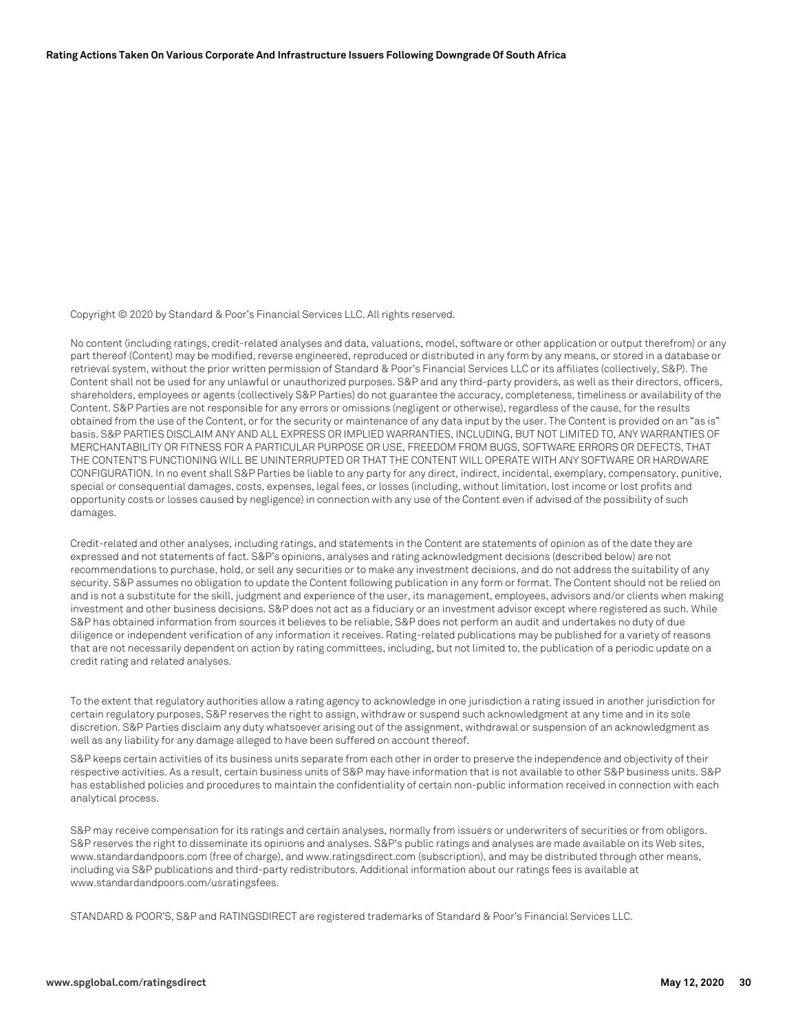Copyright © 2020 by Standard & Poor's Financial Services LLC. All rights reserved.

No content (including ratings, credit-related analyses and data, valuations, model, software or other application or output therefrom) or any part thereof (Content) may be modified, reverse engineered, reproduced or distributed in any form by any means, or stored in a database or retrieval system, without the prior written permission of Standard & Poor's Financial Services LLC or its affiliates (collectively, S&P). The Content shall not be used for any unlawful or unauthorized purposes. S&P and any third-party providers, as well as their directors, officers, shareholders, employees or agents (collectively S&P Parties) do not guarantee the accuracy, completeness, timeliness or availability of the Content. S&P Parties are not responsible for any errors or omissions (negligent or otherwise), regardless of the cause, for the results obtained from the use of the Content, or for the security or maintenance of any data input by the user. The Content is provided on an "as is" basis. S&P PARTIES DISCLAIM ANY AND ALL EXPRESS OR IMPLIED WARRANTIES, INCLUDING, BUT NOT LIMITED TO, ANY WARRANTIES OF MERCHANTABILITY OR FITNESS FOR A PARTICULAR PURPOSE OR USE, FREEDOM FROM BUGS, SOFTWARE ERRORS OR DEFECTS, THAT THE CONTENT'S FUNCTIONING WILL BE UNINTERRUPTED OR THAT THE CONTENT WILL OPERATE WITH ANY SOFTWARE OR HARDWARE CONFIGURATION. In no event shall S&P Parties be liable to any party for any direct, indirect, incidental, exemplary, compensatory, punitive, special or consequential damages, costs, expenses, legal fees, or losses (including, without limitation, lost income or lost profits and opportunity costs or losses caused by negligence) in connection with any use of the Content even if advised of the possibility of such damages.

Credit-related and other analyses, including ratings, and statements in the Content are statements of opinion as of the date they are expressed and not statements of fact. S&P's opinions, analyses and rating acknowledgment decisions (described below) are not recommendations to purchase, hold, or sell any securities or to make any investment decisions, and do not address the suitability of any security. S&P assumes no obligation to update the Content following publication in any form or format. The Content should not be relied on and is not a substitute for the skill, judgment and experience of the user, its management, employees, advisors and/or clients when making investment and other business decisions. S&P does not act as a fiduciary or an investment advisor except where registered as such. While S&P has obtained information from sources it believes to be reliable, S&P does not perform an audit and undertakes no duty of due diligence or independent verification of any information it receives. Rating-related publications may be published for a variety of reasons that are not necessarily dependent on action by rating committees, including, but not limited to, the publication of a periodic update on a credit rating and related analyses.

To the extent that regulatory authorities allow a rating agency to acknowledge in one jurisdiction a rating issued in another jurisdiction for certain regulatory purposes, S&P reserves the right to assign, withdraw or suspend such acknowledgment at any time and in its sole discretion. S&P Parties disclaim any duty whatsoever arising out of the assignment, withdrawal or suspension of an acknowledgment as well as any liability for any damage alleged to have been suffered on account thereof.

S&P keeps certain activities of its business units separate from each other in order to preserve the independence and objectivity of their respective activities. As a result, certain business units of S&P may have information that is not available to other S&P business units. S&P has established policies and procedures to maintain the confidentiality of certain non-public information received in connection with each analytical process.

S&P may receive compensation for its ratings and certain analyses, normally from issuers or underwriters of securities or from obligors. S&P reserves the right to disseminate its opinions and analyses. S&P's public ratings and analyses are made available on its Web sites, www.standardandpoors.com (free of charge), and www.ratingsdirect.com (subscription), and may be distributed through other means, including via S&P publications and third-party redistributors. Additional information about our ratings fees is available at www.standardandpoors.com/usratingsfees.

STANDARD & POOR'S, S&P and RATINGSDIRECT are registered trademarks of Standard & Poor's Financial Services LLC.